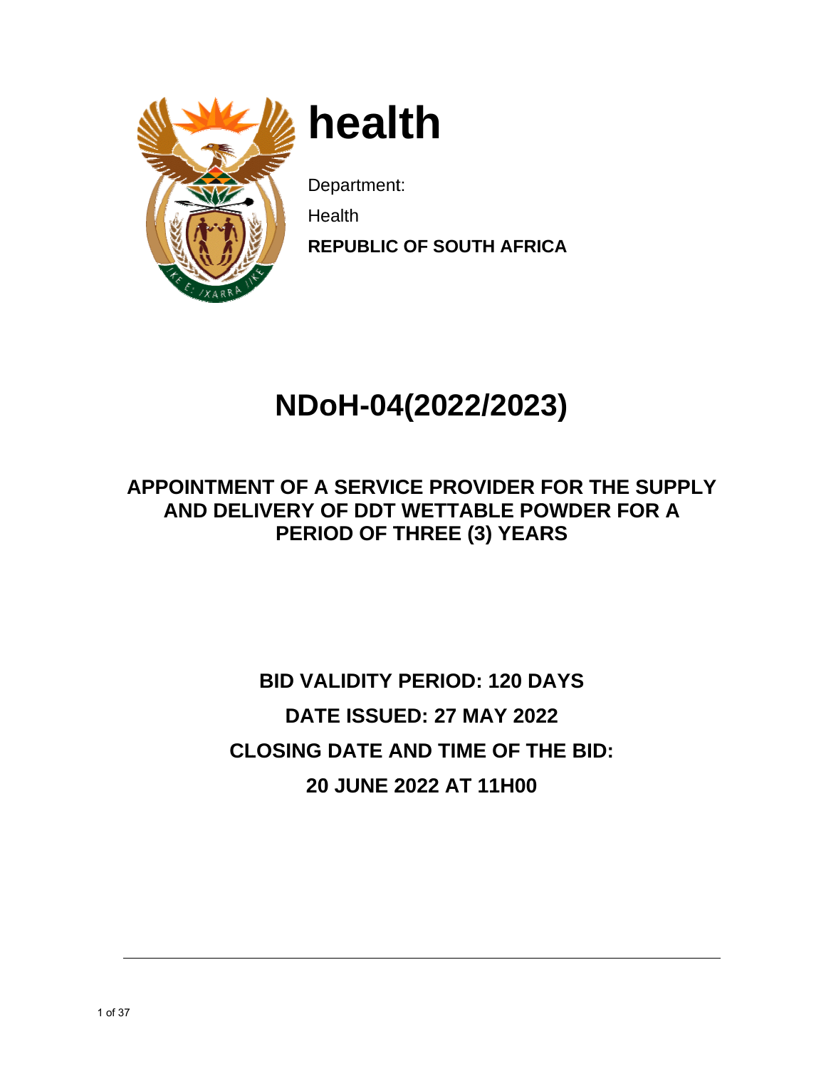# health

Department:

Health

**REPUBLIC OF SOUTH AFRICA**

# NDoH-04(2022/2023)

## APPOINTMENT OF A SERVICE PROVIDER FOR THE SUPPLY AND DELIVERY OF DDT WETTABLE POWDER FOR A PERIOD OF THREE (3) YEARS

**BID VALIDITY PERIOD: 120 DAYS**

**DATE ISSUED: 27 MAY 2022**

**CLOSING DATE AND TIME OF THE BID:**

**20 JUNE 2022 AT 11H00**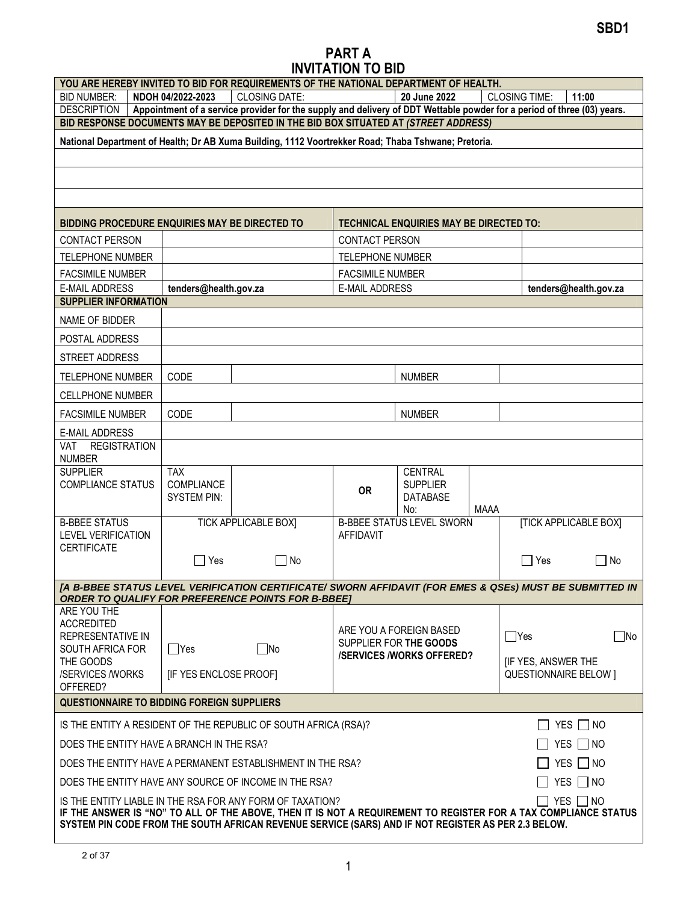SBD1

# PART A
# INVITATION TO BID

| YOU ARE HEREBY INVITED TO BID FOR REQUIREMENTS OF THE NATIONAL DEPARTMENT OF HEALTH. | | | | | |
|---|---|---|---|---|---|
| BID NUMBER: | **NDOH 04/2022-2023** | CLOSING DATE: | **20 June 2022** | CLOSING TIME: | **11:00** |
| DESCRIPTION | **Appointment of a service provider for the supply and delivery of DDT Wettable powder for a period of three (03) years.** | | | | |

**BID RESPONSE DOCUMENTS MAY BE DEPOSITED IN THE BID BOX SITUATED AT *(STREET ADDRESS)***

**National Department of Health; Dr AB Xuma Building, 1112 Voortrekker Road; Thaba Tshwane; Pretoria.**

| BIDDING PROCEDURE ENQUIRIES MAY BE DIRECTED TO | | TECHNICAL ENQUIRIES MAY BE DIRECTED TO: | |
|---|---|---|---|
| CONTACT PERSON | | CONTACT PERSON | |
| TELEPHONE NUMBER | | TELEPHONE NUMBER | |
| FACSIMILE NUMBER | | FACSIMILE NUMBER | |
| E-MAIL ADDRESS | **tenders@health.gov.za** | E-MAIL ADDRESS | **tenders@health.gov.za** |

| SUPPLIER INFORMATION | | | | | |
|---|---|---|---|---|---|
| NAME OF BIDDER | | | | | |
| POSTAL ADDRESS | | | | | |
| STREET ADDRESS | | | | | |
| TELEPHONE NUMBER | CODE | | | NUMBER | |
| CELLPHONE NUMBER | | | | | |
| FACSIMILE NUMBER | CODE | | | NUMBER | |
| E-MAIL ADDRESS | | | | | |
| VAT REGISTRATION NUMBER | | | | | |
| SUPPLIER COMPLIANCE STATUS | TAX COMPLIANCE SYSTEM PIN: | | **OR** | CENTRAL SUPPLIER DATABASE No: | MAAA |
| B-BBEE STATUS LEVEL VERIFICATION CERTIFICATE | TICK APPLICABLE BOX] ☐ Yes ☐ No | | B-BBEE STATUS LEVEL SWORN AFFIDAVIT | | [TICK APPLICABLE BOX] ☐ Yes ☐ No |

***[A B-BBEE STATUS LEVEL VERIFICATION CERTIFICATE/ SWORN AFFIDAVIT (FOR EMES & QSEs) MUST BE SUBMITTED IN ORDER TO QUALIFY FOR PREFERENCE POINTS FOR B-BBEE]***

| ARE YOU THE ACCREDITED REPRESENTATIVE IN SOUTH AFRICA FOR THE GOODS /SERVICES /WORKS OFFERED? | ☐Yes ☐No [IF YES ENCLOSE PROOF] | ARE YOU A FOREIGN BASED SUPPLIER FOR **THE GOODS /SERVICES /WORKS OFFERED?** | ☐Yes ☐No [IF YES, ANSWER THE QUESTIONNAIRE BELOW ] |
|---|---|---|---|

**QUESTIONNAIRE TO BIDDING FOREIGN SUPPLIERS**

IS THE ENTITY A RESIDENT OF THE REPUBLIC OF SOUTH AFRICA (RSA)? ☐ YES ☐ NO

DOES THE ENTITY HAVE A BRANCH IN THE RSA? ☐ YES ☐ NO

DOES THE ENTITY HAVE A PERMANENT ESTABLISHMENT IN THE RSA? ☐ YES ☐ NO

DOES THE ENTITY HAVE ANY SOURCE OF INCOME IN THE RSA? ☐ YES ☐ NO

IS THE ENTITY LIABLE IN THE RSA FOR ANY FORM OF TAXATION? ☐ YES ☐ NO

**IF THE ANSWER IS "NO" TO ALL OF THE ABOVE, THEN IT IS NOT A REQUIREMENT TO REGISTER FOR A TAX COMPLIANCE STATUS SYSTEM PIN CODE FROM THE SOUTH AFRICAN REVENUE SERVICE (SARS) AND IF NOT REGISTER AS PER 2.3 BELOW.**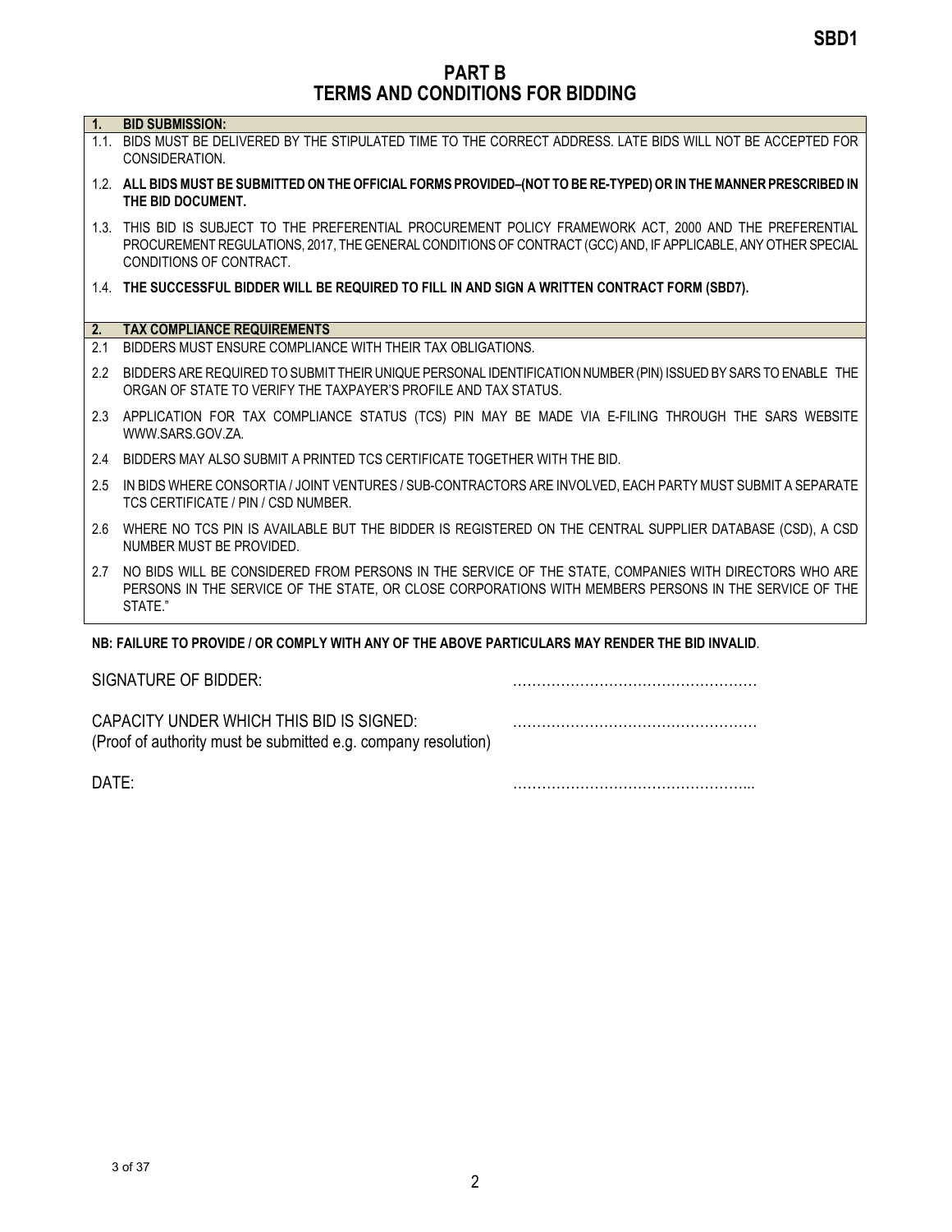# PART B
# TERMS AND CONDITIONS FOR BIDDING

**1. BID SUBMISSION:**

1.1. BIDS MUST BE DELIVERED BY THE STIPULATED TIME TO THE CORRECT ADDRESS. LATE BIDS WILL NOT BE ACCEPTED FOR CONSIDERATION.

1.2. **ALL BIDS MUST BE SUBMITTED ON THE OFFICIAL FORMS PROVIDED–(NOT TO BE RE-TYPED) OR IN THE MANNER PRESCRIBED IN THE BID DOCUMENT.**

1.3. THIS BID IS SUBJECT TO THE PREFERENTIAL PROCUREMENT POLICY FRAMEWORK ACT, 2000 AND THE PREFERENTIAL PROCUREMENT REGULATIONS, 2017, THE GENERAL CONDITIONS OF CONTRACT (GCC) AND, IF APPLICABLE, ANY OTHER SPECIAL CONDITIONS OF CONTRACT.

1.4. **THE SUCCESSFUL BIDDER WILL BE REQUIRED TO FILL IN AND SIGN A WRITTEN CONTRACT FORM (SBD7).**

**2. TAX COMPLIANCE REQUIREMENTS**

2.1 BIDDERS MUST ENSURE COMPLIANCE WITH THEIR TAX OBLIGATIONS.

2.2 BIDDERS ARE REQUIRED TO SUBMIT THEIR UNIQUE PERSONAL IDENTIFICATION NUMBER (PIN) ISSUED BY SARS TO ENABLE THE ORGAN OF STATE TO VERIFY THE TAXPAYER'S PROFILE AND TAX STATUS.

2.3 APPLICATION FOR TAX COMPLIANCE STATUS (TCS) PIN MAY BE MADE VIA E-FILING THROUGH THE SARS WEBSITE WWW.SARS.GOV.ZA.

2.4 BIDDERS MAY ALSO SUBMIT A PRINTED TCS CERTIFICATE TOGETHER WITH THE BID.

2.5 IN BIDS WHERE CONSORTIA / JOINT VENTURES / SUB-CONTRACTORS ARE INVOLVED, EACH PARTY MUST SUBMIT A SEPARATE TCS CERTIFICATE / PIN / CSD NUMBER.

2.6 WHERE NO TCS PIN IS AVAILABLE BUT THE BIDDER IS REGISTERED ON THE CENTRAL SUPPLIER DATABASE (CSD), A CSD NUMBER MUST BE PROVIDED.

2.7 NO BIDS WILL BE CONSIDERED FROM PERSONS IN THE SERVICE OF THE STATE, COMPANIES WITH DIRECTORS WHO ARE PERSONS IN THE SERVICE OF THE STATE, OR CLOSE CORPORATIONS WITH MEMBERS PERSONS IN THE SERVICE OF THE STATE."

**NB: FAILURE TO PROVIDE / OR COMPLY WITH ANY OF THE ABOVE PARTICULARS MAY RENDER THE BID INVALID**.

SIGNATURE OF BIDDER: ……………………………………………

CAPACITY UNDER WHICH THIS BID IS SIGNED: ……………………………………………
(Proof of authority must be submitted e.g. company resolution)

DATE: …………………………………………...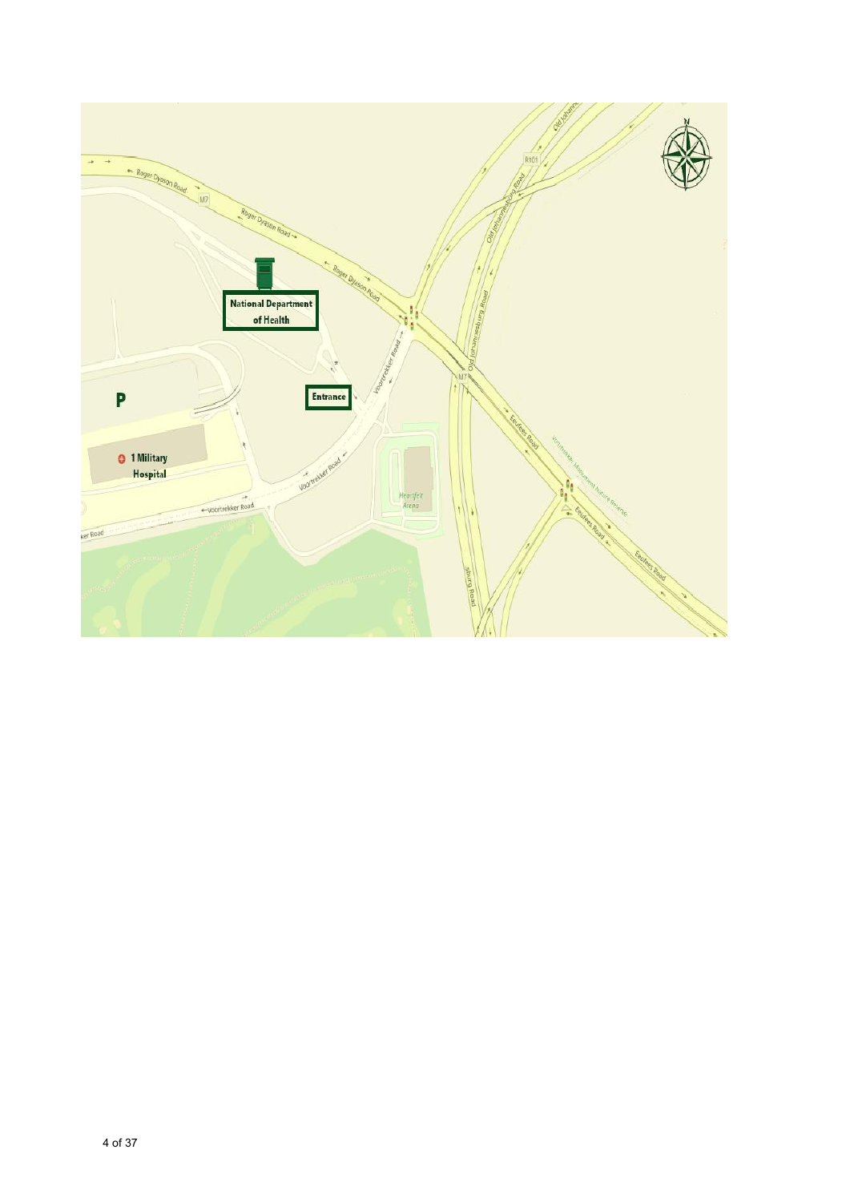National Department of Health

Entrance

P

1 Military Hospital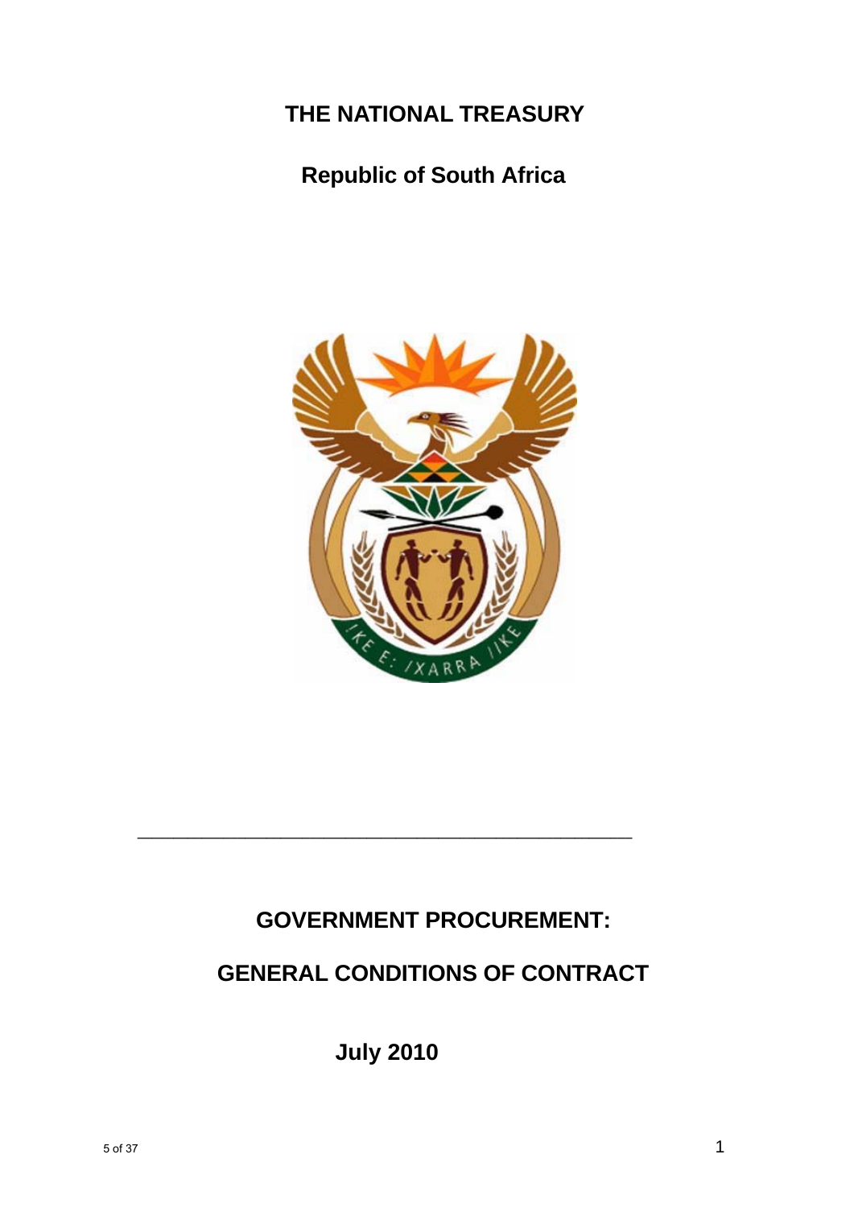# THE NATIONAL TREASURY

## Republic of South Africa

---

# GOVERNMENT PROCUREMENT:

# GENERAL CONDITIONS OF CONTRACT

**July 2010**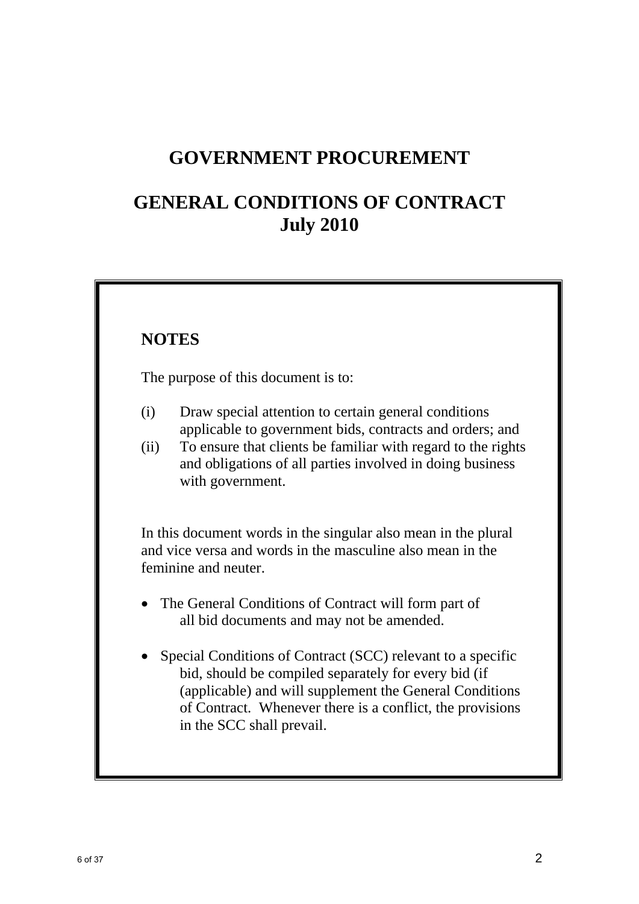# GOVERNMENT PROCUREMENT

# GENERAL CONDITIONS OF CONTRACT
# July 2010

## NOTES

The purpose of this document is to:

(i) Draw special attention to certain general conditions applicable to government bids, contracts and orders; and

(ii) To ensure that clients be familiar with regard to the rights and obligations of all parties involved in doing business with government.

In this document words in the singular also mean in the plural and vice versa and words in the masculine also mean in the feminine and neuter.

- The General Conditions of Contract will form part of all bid documents and may not be amended.

- Special Conditions of Contract (SCC) relevant to a specific bid, should be compiled separately for every bid (if (applicable) and will supplement the General Conditions of Contract. Whenever there is a conflict, the provisions in the SCC shall prevail.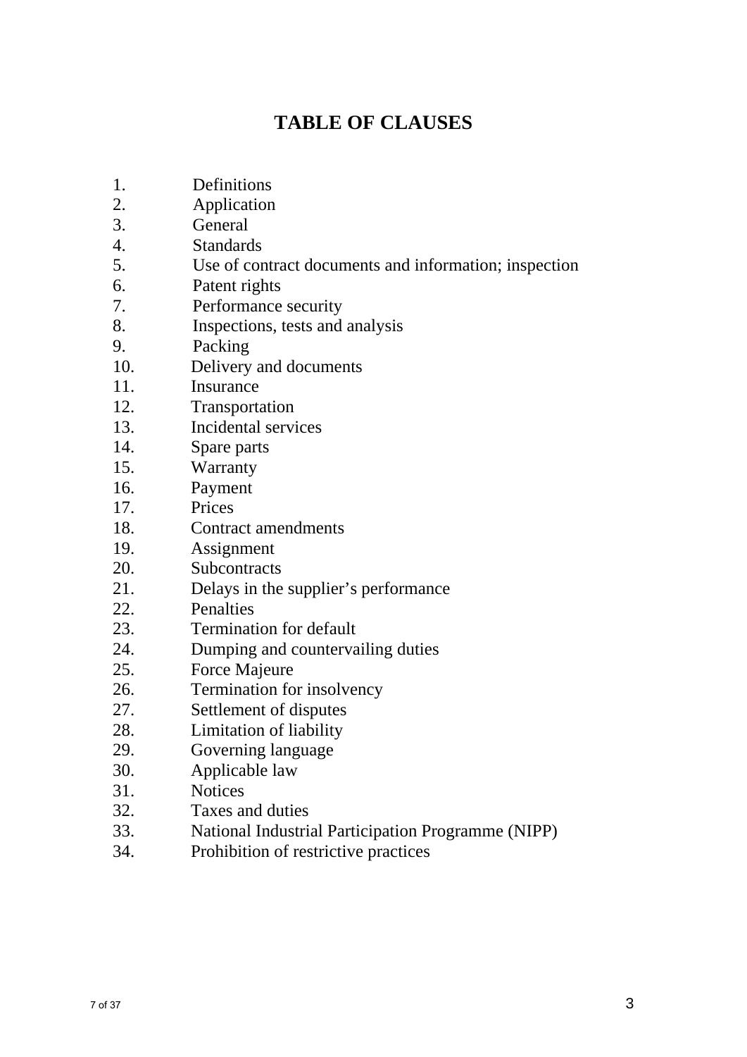# TABLE OF CLAUSES

1. Definitions
2. Application
3. General
4. Standards
5. Use of contract documents and information; inspection
6. Patent rights
7. Performance security
8. Inspections, tests and analysis
9. Packing
10. Delivery and documents
11. Insurance
12. Transportation
13. Incidental services
14. Spare parts
15. Warranty
16. Payment
17. Prices
18. Contract amendments
19. Assignment
20. Subcontracts
21. Delays in the supplier's performance
22. Penalties
23. Termination for default
24. Dumping and countervailing duties
25. Force Majeure
26. Termination for insolvency
27. Settlement of disputes
28. Limitation of liability
29. Governing language
30. Applicable law
31. Notices
32. Taxes and duties
33. National Industrial Participation Programme (NIPP)
34. Prohibition of restrictive practices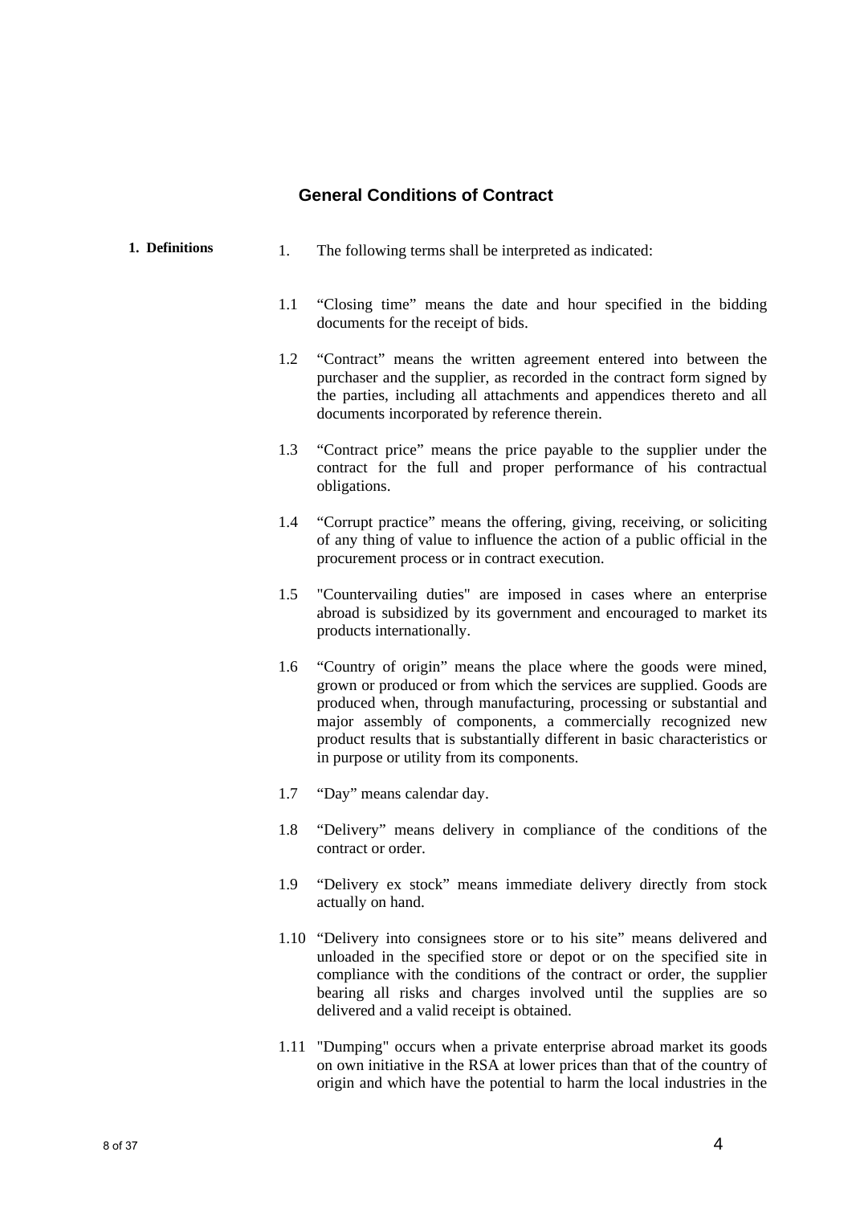## General Conditions of Contract

**1. Definitions**

1. The following terms shall be interpreted as indicated:

1.1 "Closing time" means the date and hour specified in the bidding documents for the receipt of bids.

1.2 "Contract" means the written agreement entered into between the purchaser and the supplier, as recorded in the contract form signed by the parties, including all attachments and appendices thereto and all documents incorporated by reference therein.

1.3 "Contract price" means the price payable to the supplier under the contract for the full and proper performance of his contractual obligations.

1.4 "Corrupt practice" means the offering, giving, receiving, or soliciting of any thing of value to influence the action of a public official in the procurement process or in contract execution.

1.5 "Countervailing duties" are imposed in cases where an enterprise abroad is subsidized by its government and encouraged to market its products internationally.

1.6 "Country of origin" means the place where the goods were mined, grown or produced or from which the services are supplied. Goods are produced when, through manufacturing, processing or substantial and major assembly of components, a commercially recognized new product results that is substantially different in basic characteristics or in purpose or utility from its components.

1.7 "Day" means calendar day.

1.8 "Delivery" means delivery in compliance of the conditions of the contract or order.

1.9 "Delivery ex stock" means immediate delivery directly from stock actually on hand.

1.10 "Delivery into consignees store or to his site" means delivered and unloaded in the specified store or depot or on the specified site in compliance with the conditions of the contract or order, the supplier bearing all risks and charges involved until the supplies are so delivered and a valid receipt is obtained.

1.11 "Dumping" occurs when a private enterprise abroad market its goods on own initiative in the RSA at lower prices than that of the country of origin and which have the potential to harm the local industries in the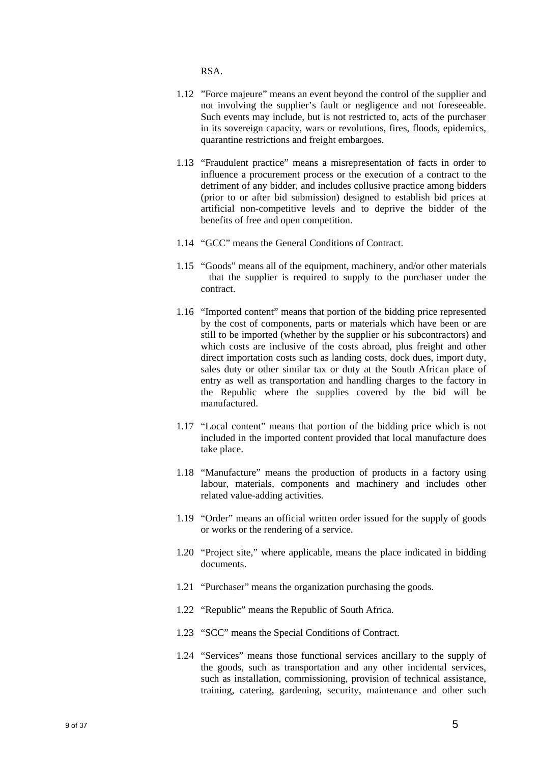RSA.

1.12 ”Force majeure” means an event beyond the control of the supplier and not involving the supplier’s fault or negligence and not foreseeable. Such events may include, but is not restricted to, acts of the purchaser in its sovereign capacity, wars or revolutions, fires, floods, epidemics, quarantine restrictions and freight embargoes.

1.13 “Fraudulent practice” means a misrepresentation of facts in order to influence a procurement process or the execution of a contract to the detriment of any bidder, and includes collusive practice among bidders (prior to or after bid submission) designed to establish bid prices at artificial non-competitive levels and to deprive the bidder of the benefits of free and open competition.

1.14 “GCC” means the General Conditions of Contract.

1.15 “Goods” means all of the equipment, machinery, and/or other materials that the supplier is required to supply to the purchaser under the contract.

1.16 “Imported content” means that portion of the bidding price represented by the cost of components, parts or materials which have been or are still to be imported (whether by the supplier or his subcontractors) and which costs are inclusive of the costs abroad, plus freight and other direct importation costs such as landing costs, dock dues, import duty, sales duty or other similar tax or duty at the South African place of entry as well as transportation and handling charges to the factory in the Republic where the supplies covered by the bid will be manufactured.

1.17 “Local content” means that portion of the bidding price which is not included in the imported content provided that local manufacture does take place.

1.18 “Manufacture” means the production of products in a factory using labour, materials, components and machinery and includes other related value-adding activities.

1.19 “Order” means an official written order issued for the supply of goods or works or the rendering of a service.

1.20 “Project site,” where applicable, means the place indicated in bidding documents.

1.21 “Purchaser” means the organization purchasing the goods.

1.22 “Republic” means the Republic of South Africa.

1.23 “SCC” means the Special Conditions of Contract.

1.24 “Services” means those functional services ancillary to the supply of the goods, such as transportation and any other incidental services, such as installation, commissioning, provision of technical assistance, training, catering, gardening, security, maintenance and other such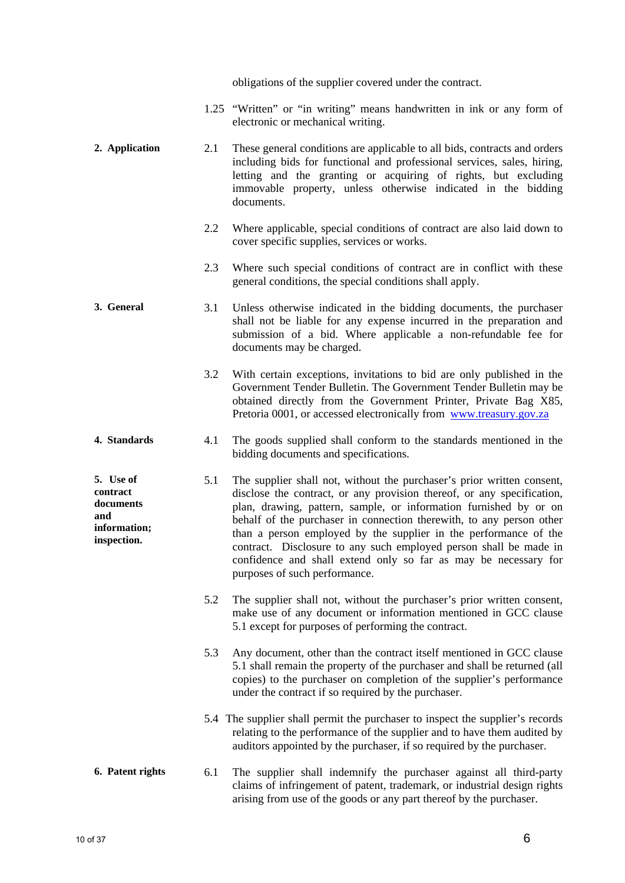obligations of the supplier covered under the contract.

1.25 "Written" or "in writing" means handwritten in ink or any form of electronic or mechanical writing.

**2. Application**

2.1 These general conditions are applicable to all bids, contracts and orders including bids for functional and professional services, sales, hiring, letting and the granting or acquiring of rights, but excluding immovable property, unless otherwise indicated in the bidding documents.

2.2 Where applicable, special conditions of contract are also laid down to cover specific supplies, services or works.

2.3 Where such special conditions of contract are in conflict with these general conditions, the special conditions shall apply.

**3. General**

3.1 Unless otherwise indicated in the bidding documents, the purchaser shall not be liable for any expense incurred in the preparation and submission of a bid. Where applicable a non-refundable fee for documents may be charged.

3.2 With certain exceptions, invitations to bid are only published in the Government Tender Bulletin. The Government Tender Bulletin may be obtained directly from the Government Printer, Private Bag X85, Pretoria 0001, or accessed electronically from [www.treasury.gov.za](http://www.treasury.gov.za)

**4. Standards**

4.1 The goods supplied shall conform to the standards mentioned in the bidding documents and specifications.

**5. Use of contract documents and information; inspection.**

5.1 The supplier shall not, without the purchaser's prior written consent, disclose the contract, or any provision thereof, or any specification, plan, drawing, pattern, sample, or information furnished by or on behalf of the purchaser in connection therewith, to any person other than a person employed by the supplier in the performance of the contract. Disclosure to any such employed person shall be made in confidence and shall extend only so far as may be necessary for purposes of such performance.

5.2 The supplier shall not, without the purchaser's prior written consent, make use of any document or information mentioned in GCC clause 5.1 except for purposes of performing the contract.

5.3 Any document, other than the contract itself mentioned in GCC clause 5.1 shall remain the property of the purchaser and shall be returned (all copies) to the purchaser on completion of the supplier's performance under the contract if so required by the purchaser.

5.4 The supplier shall permit the purchaser to inspect the supplier's records relating to the performance of the supplier and to have them audited by auditors appointed by the purchaser, if so required by the purchaser.

**6. Patent rights**

6.1 The supplier shall indemnify the purchaser against all third-party claims of infringement of patent, trademark, or industrial design rights arising from use of the goods or any part thereof by the purchaser.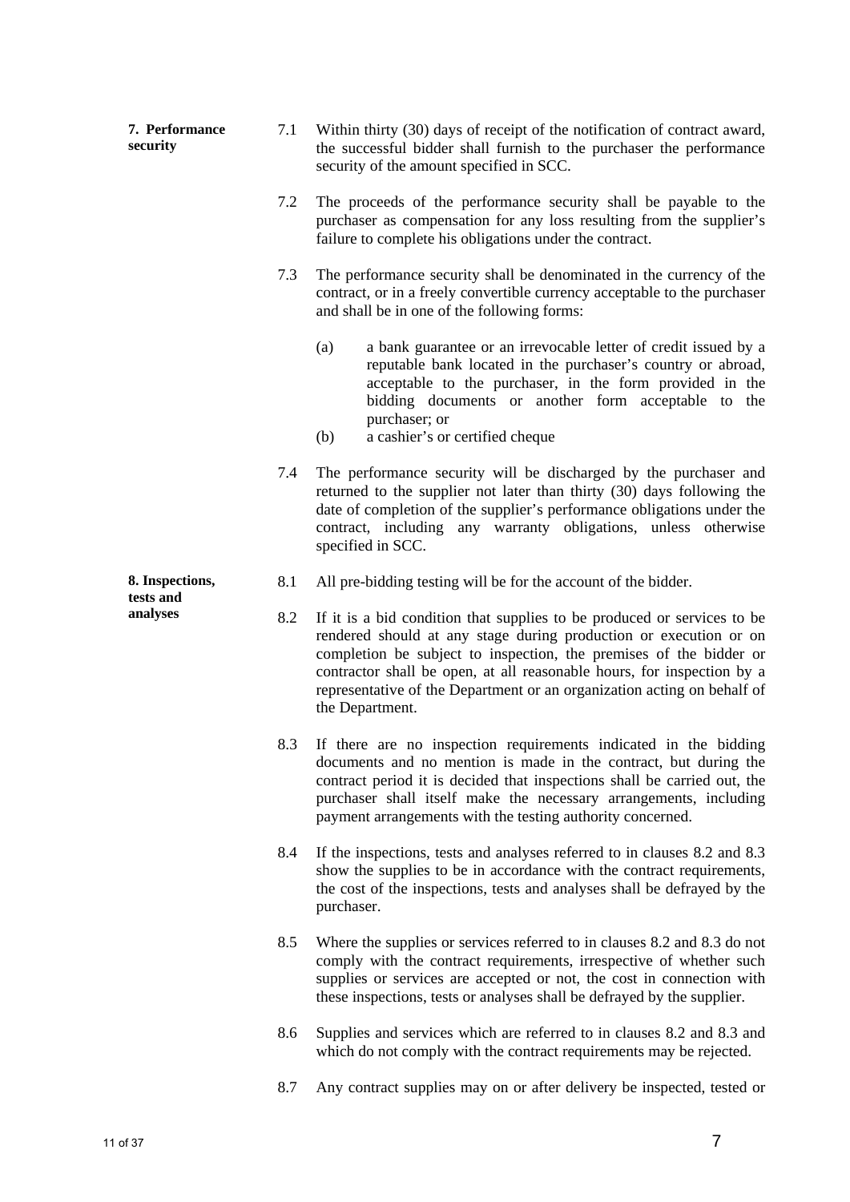**7. Performance security**

7.1 Within thirty (30) days of receipt of the notification of contract award, the successful bidder shall furnish to the purchaser the performance security of the amount specified in SCC.

7.2 The proceeds of the performance security shall be payable to the purchaser as compensation for any loss resulting from the supplier's failure to complete his obligations under the contract.

7.3 The performance security shall be denominated in the currency of the contract, or in a freely convertible currency acceptable to the purchaser and shall be in one of the following forms:

(a) a bank guarantee or an irrevocable letter of credit issued by a reputable bank located in the purchaser's country or abroad, acceptable to the purchaser, in the form provided in the bidding documents or another form acceptable to the purchaser; or

(b) a cashier's or certified cheque

7.4 The performance security will be discharged by the purchaser and returned to the supplier not later than thirty (30) days following the date of completion of the supplier's performance obligations under the contract, including any warranty obligations, unless otherwise specified in SCC.

**8. Inspections, tests and analyses**

8.1 All pre-bidding testing will be for the account of the bidder.

8.2 If it is a bid condition that supplies to be produced or services to be rendered should at any stage during production or execution or on completion be subject to inspection, the premises of the bidder or contractor shall be open, at all reasonable hours, for inspection by a representative of the Department or an organization acting on behalf of the Department.

8.3 If there are no inspection requirements indicated in the bidding documents and no mention is made in the contract, but during the contract period it is decided that inspections shall be carried out, the purchaser shall itself make the necessary arrangements, including payment arrangements with the testing authority concerned.

8.4 If the inspections, tests and analyses referred to in clauses 8.2 and 8.3 show the supplies to be in accordance with the contract requirements, the cost of the inspections, tests and analyses shall be defrayed by the purchaser.

8.5 Where the supplies or services referred to in clauses 8.2 and 8.3 do not comply with the contract requirements, irrespective of whether such supplies or services are accepted or not, the cost in connection with these inspections, tests or analyses shall be defrayed by the supplier.

8.6 Supplies and services which are referred to in clauses 8.2 and 8.3 and which do not comply with the contract requirements may be rejected.

8.7 Any contract supplies may on or after delivery be inspected, tested or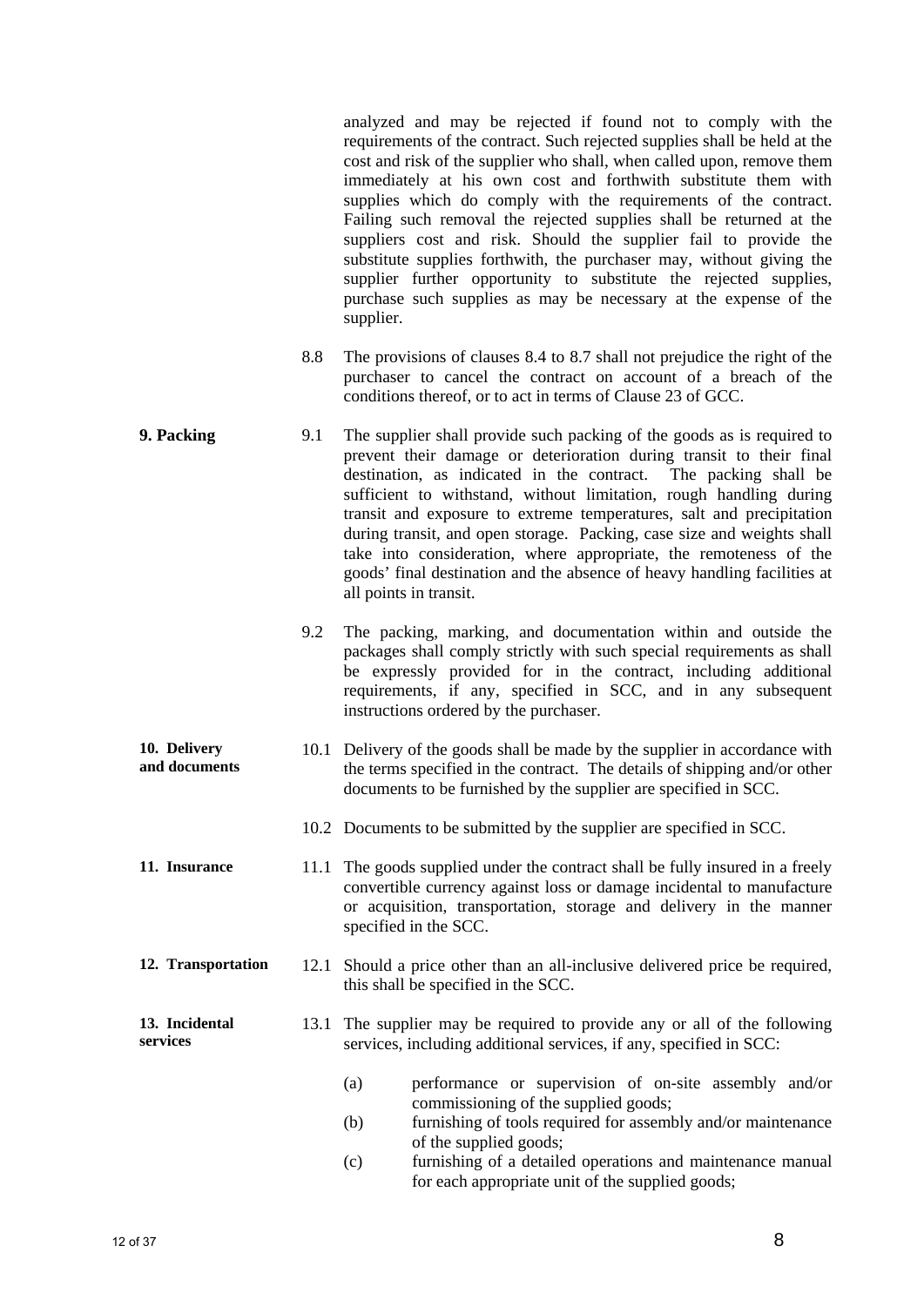analyzed and may be rejected if found not to comply with the requirements of the contract. Such rejected supplies shall be held at the cost and risk of the supplier who shall, when called upon, remove them immediately at his own cost and forthwith substitute them with supplies which do comply with the requirements of the contract. Failing such removal the rejected supplies shall be returned at the suppliers cost and risk. Should the supplier fail to provide the substitute supplies forthwith, the purchaser may, without giving the supplier further opportunity to substitute the rejected supplies, purchase such supplies as may be necessary at the expense of the supplier.

8.8 The provisions of clauses 8.4 to 8.7 shall not prejudice the right of the purchaser to cancel the contract on account of a breach of the conditions thereof, or to act in terms of Clause 23 of GCC.

**9. Packing**

9.1 The supplier shall provide such packing of the goods as is required to prevent their damage or deterioration during transit to their final destination, as indicated in the contract. The packing shall be sufficient to withstand, without limitation, rough handling during transit and exposure to extreme temperatures, salt and precipitation during transit, and open storage. Packing, case size and weights shall take into consideration, where appropriate, the remoteness of the goods' final destination and the absence of heavy handling facilities at all points in transit.

9.2 The packing, marking, and documentation within and outside the packages shall comply strictly with such special requirements as shall be expressly provided for in the contract, including additional requirements, if any, specified in SCC, and in any subsequent instructions ordered by the purchaser.

**10. Delivery and documents**

10.1 Delivery of the goods shall be made by the supplier in accordance with the terms specified in the contract. The details of shipping and/or other documents to be furnished by the supplier are specified in SCC.

10.2 Documents to be submitted by the supplier are specified in SCC.

**11. Insurance**

11.1 The goods supplied under the contract shall be fully insured in a freely convertible currency against loss or damage incidental to manufacture or acquisition, transportation, storage and delivery in the manner specified in the SCC.

**12. Transportation**

12.1 Should a price other than an all-inclusive delivered price be required, this shall be specified in the SCC.

**13. Incidental services**

13.1 The supplier may be required to provide any or all of the following services, including additional services, if any, specified in SCC:

(a) performance or supervision of on-site assembly and/or commissioning of the supplied goods;

(b) furnishing of tools required for assembly and/or maintenance of the supplied goods;

(c) furnishing of a detailed operations and maintenance manual for each appropriate unit of the supplied goods;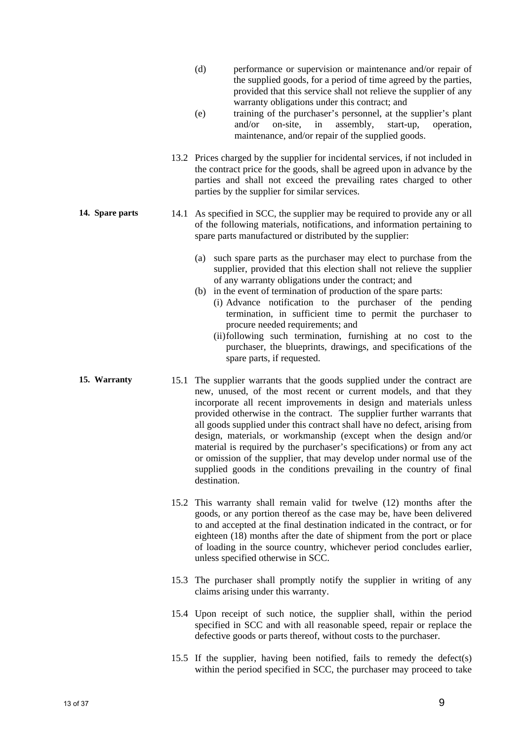(d) performance or supervision or maintenance and/or repair of the supplied goods, for a period of time agreed by the parties, provided that this service shall not relieve the supplier of any warranty obligations under this contract; and

(e) training of the purchaser's personnel, at the supplier's plant and/or on-site, in assembly, start-up, operation, maintenance, and/or repair of the supplied goods.

13.2 Prices charged by the supplier for incidental services, if not included in the contract price for the goods, shall be agreed upon in advance by the parties and shall not exceed the prevailing rates charged to other parties by the supplier for similar services.

**14. Spare parts**

14.1 As specified in SCC, the supplier may be required to provide any or all of the following materials, notifications, and information pertaining to spare parts manufactured or distributed by the supplier:

(a) such spare parts as the purchaser may elect to purchase from the supplier, provided that this election shall not relieve the supplier of any warranty obligations under the contract; and

(b) in the event of termination of production of the spare parts:

(i) Advance notification to the purchaser of the pending termination, in sufficient time to permit the purchaser to procure needed requirements; and

(ii) following such termination, furnishing at no cost to the purchaser, the blueprints, drawings, and specifications of the spare parts, if requested.

**15. Warranty**

15.1 The supplier warrants that the goods supplied under the contract are new, unused, of the most recent or current models, and that they incorporate all recent improvements in design and materials unless provided otherwise in the contract. The supplier further warrants that all goods supplied under this contract shall have no defect, arising from design, materials, or workmanship (except when the design and/or material is required by the purchaser's specifications) or from any act or omission of the supplier, that may develop under normal use of the supplied goods in the conditions prevailing in the country of final destination.

15.2 This warranty shall remain valid for twelve (12) months after the goods, or any portion thereof as the case may be, have been delivered to and accepted at the final destination indicated in the contract, or for eighteen (18) months after the date of shipment from the port or place of loading in the source country, whichever period concludes earlier, unless specified otherwise in SCC.

15.3 The purchaser shall promptly notify the supplier in writing of any claims arising under this warranty.

15.4 Upon receipt of such notice, the supplier shall, within the period specified in SCC and with all reasonable speed, repair or replace the defective goods or parts thereof, without costs to the purchaser.

15.5 If the supplier, having been notified, fails to remedy the defect(s) within the period specified in SCC, the purchaser may proceed to take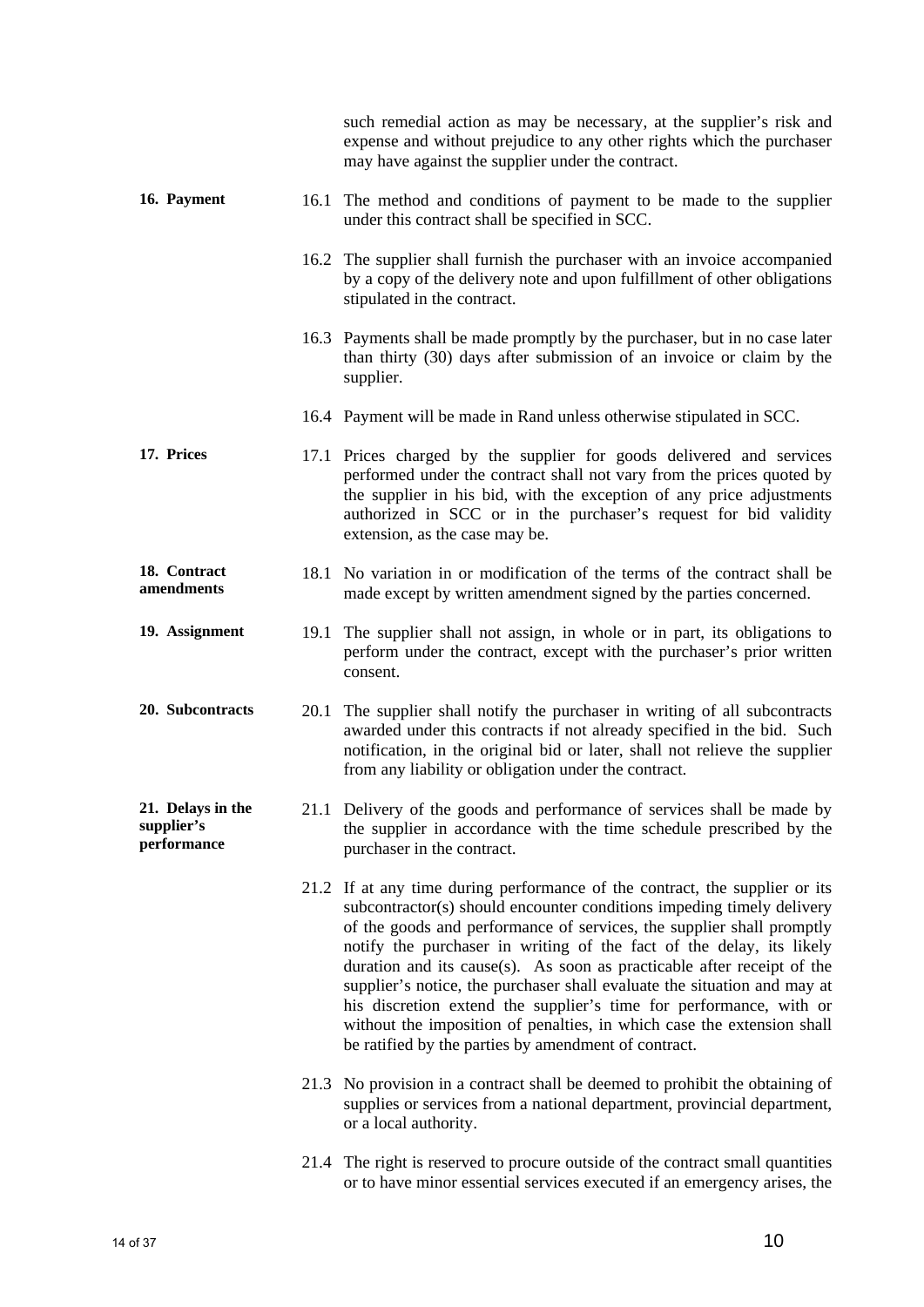such remedial action as may be necessary, at the supplier's risk and expense and without prejudice to any other rights which the purchaser may have against the supplier under the contract.

**16. Payment**

16.1 The method and conditions of payment to be made to the supplier under this contract shall be specified in SCC.

16.2 The supplier shall furnish the purchaser with an invoice accompanied by a copy of the delivery note and upon fulfillment of other obligations stipulated in the contract.

16.3 Payments shall be made promptly by the purchaser, but in no case later than thirty (30) days after submission of an invoice or claim by the supplier.

16.4 Payment will be made in Rand unless otherwise stipulated in SCC.

**17. Prices**

17.1 Prices charged by the supplier for goods delivered and services performed under the contract shall not vary from the prices quoted by the supplier in his bid, with the exception of any price adjustments authorized in SCC or in the purchaser's request for bid validity extension, as the case may be.

**18. Contract amendments**

18.1 No variation in or modification of the terms of the contract shall be made except by written amendment signed by the parties concerned.

**19. Assignment**

19.1 The supplier shall not assign, in whole or in part, its obligations to perform under the contract, except with the purchaser's prior written consent.

**20. Subcontracts**

20.1 The supplier shall notify the purchaser in writing of all subcontracts awarded under this contracts if not already specified in the bid. Such notification, in the original bid or later, shall not relieve the supplier from any liability or obligation under the contract.

**21. Delays in the supplier's performance**

21.1 Delivery of the goods and performance of services shall be made by the supplier in accordance with the time schedule prescribed by the purchaser in the contract.

21.2 If at any time during performance of the contract, the supplier or its subcontractor(s) should encounter conditions impeding timely delivery of the goods and performance of services, the supplier shall promptly notify the purchaser in writing of the fact of the delay, its likely duration and its cause(s). As soon as practicable after receipt of the supplier's notice, the purchaser shall evaluate the situation and may at his discretion extend the supplier's time for performance, with or without the imposition of penalties, in which case the extension shall be ratified by the parties by amendment of contract.

21.3 No provision in a contract shall be deemed to prohibit the obtaining of supplies or services from a national department, provincial department, or a local authority.

21.4 The right is reserved to procure outside of the contract small quantities or to have minor essential services executed if an emergency arises, the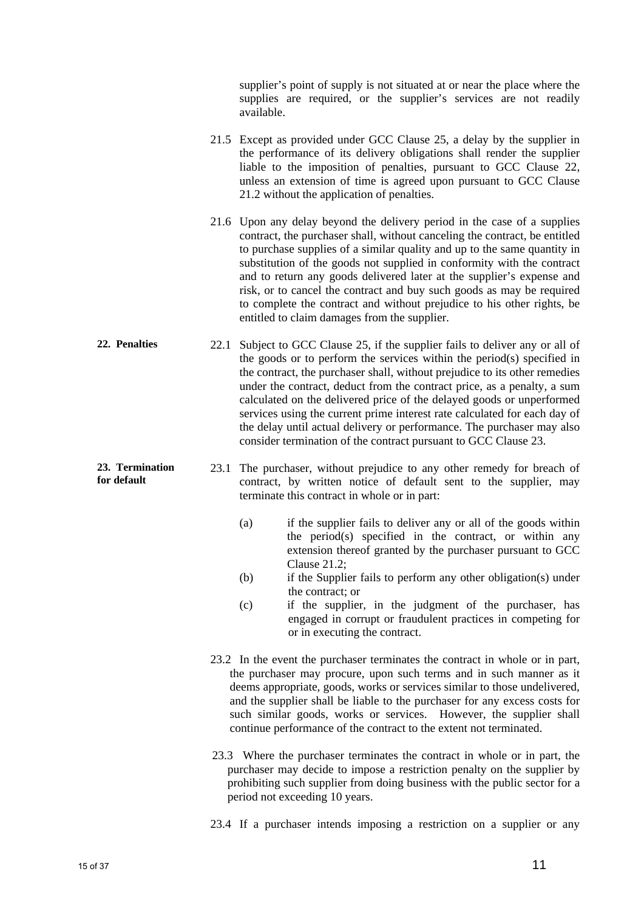supplier's point of supply is not situated at or near the place where the supplies are required, or the supplier's services are not readily available.

21.5 Except as provided under GCC Clause 25, a delay by the supplier in the performance of its delivery obligations shall render the supplier liable to the imposition of penalties, pursuant to GCC Clause 22, unless an extension of time is agreed upon pursuant to GCC Clause 21.2 without the application of penalties.

21.6 Upon any delay beyond the delivery period in the case of a supplies contract, the purchaser shall, without canceling the contract, be entitled to purchase supplies of a similar quality and up to the same quantity in substitution of the goods not supplied in conformity with the contract and to return any goods delivered later at the supplier's expense and risk, or to cancel the contract and buy such goods as may be required to complete the contract and without prejudice to his other rights, be entitled to claim damages from the supplier.

**22. Penalties**

22.1 Subject to GCC Clause 25, if the supplier fails to deliver any or all of the goods or to perform the services within the period(s) specified in the contract, the purchaser shall, without prejudice to its other remedies under the contract, deduct from the contract price, as a penalty, a sum calculated on the delivered price of the delayed goods or unperformed services using the current prime interest rate calculated for each day of the delay until actual delivery or performance. The purchaser may also consider termination of the contract pursuant to GCC Clause 23.

**23. Termination for default**

23.1 The purchaser, without prejudice to any other remedy for breach of contract, by written notice of default sent to the supplier, may terminate this contract in whole or in part:

(a) if the supplier fails to deliver any or all of the goods within the period(s) specified in the contract, or within any extension thereof granted by the purchaser pursuant to GCC Clause 21.2;

(b) if the Supplier fails to perform any other obligation(s) under the contract; or

(c) if the supplier, in the judgment of the purchaser, has engaged in corrupt or fraudulent practices in competing for or in executing the contract.

23.2 In the event the purchaser terminates the contract in whole or in part, the purchaser may procure, upon such terms and in such manner as it deems appropriate, goods, works or services similar to those undelivered, and the supplier shall be liable to the purchaser for any excess costs for such similar goods, works or services. However, the supplier shall continue performance of the contract to the extent not terminated.

23.3 Where the purchaser terminates the contract in whole or in part, the purchaser may decide to impose a restriction penalty on the supplier by prohibiting such supplier from doing business with the public sector for a period not exceeding 10 years.

23.4 If a purchaser intends imposing a restriction on a supplier or any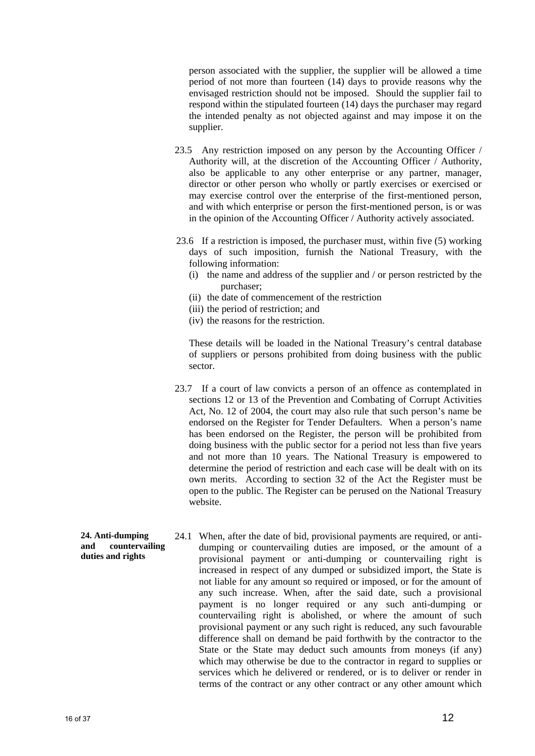person associated with the supplier, the supplier will be allowed a time period of not more than fourteen (14) days to provide reasons why the envisaged restriction should not be imposed. Should the supplier fail to respond within the stipulated fourteen (14) days the purchaser may regard the intended penalty as not objected against and may impose it on the supplier.

23.5 Any restriction imposed on any person by the Accounting Officer / Authority will, at the discretion of the Accounting Officer / Authority, also be applicable to any other enterprise or any partner, manager, director or other person who wholly or partly exercises or exercised or may exercise control over the enterprise of the first-mentioned person, and with which enterprise or person the first-mentioned person, is or was in the opinion of the Accounting Officer / Authority actively associated.

23.6 If a restriction is imposed, the purchaser must, within five (5) working days of such imposition, furnish the National Treasury, with the following information:

(i) the name and address of the supplier and / or person restricted by the purchaser;
(ii) the date of commencement of the restriction
(iii) the period of restriction; and
(iv) the reasons for the restriction.

These details will be loaded in the National Treasury's central database of suppliers or persons prohibited from doing business with the public sector.

23.7 If a court of law convicts a person of an offence as contemplated in sections 12 or 13 of the Prevention and Combating of Corrupt Activities Act, No. 12 of 2004, the court may also rule that such person's name be endorsed on the Register for Tender Defaulters. When a person's name has been endorsed on the Register, the person will be prohibited from doing business with the public sector for a period not less than five years and not more than 10 years. The National Treasury is empowered to determine the period of restriction and each case will be dealt with on its own merits. According to section 32 of the Act the Register must be open to the public. The Register can be perused on the National Treasury website.

**24. Anti-dumping and countervailing duties and rights**

24.1 When, after the date of bid, provisional payments are required, or anti-dumping or countervailing duties are imposed, or the amount of a provisional payment or anti-dumping or countervailing right is increased in respect of any dumped or subsidized import, the State is not liable for any amount so required or imposed, or for the amount of any such increase. When, after the said date, such a provisional payment is no longer required or any such anti-dumping or countervailing right is abolished, or where the amount of such provisional payment or any such right is reduced, any such favourable difference shall on demand be paid forthwith by the contractor to the State or the State may deduct such amounts from moneys (if any) which may otherwise be due to the contractor in regard to supplies or services which he delivered or rendered, or is to deliver or render in terms of the contract or any other contract or any other amount which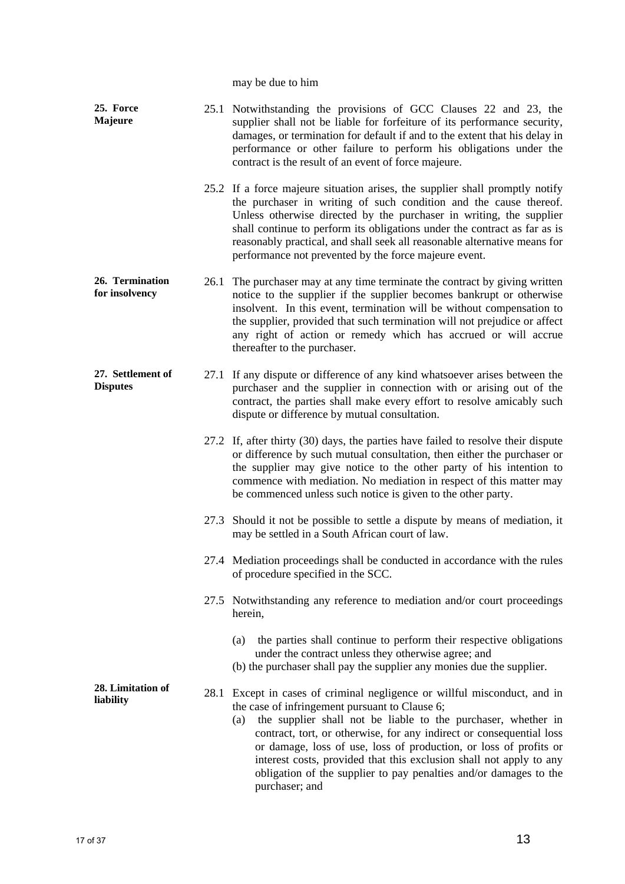may be due to him

**25. Force Majeure**

25.1 Notwithstanding the provisions of GCC Clauses 22 and 23, the supplier shall not be liable for forfeiture of its performance security, damages, or termination for default if and to the extent that his delay in performance or other failure to perform his obligations under the contract is the result of an event of force majeure.

25.2 If a force majeure situation arises, the supplier shall promptly notify the purchaser in writing of such condition and the cause thereof. Unless otherwise directed by the purchaser in writing, the supplier shall continue to perform its obligations under the contract as far as is reasonably practical, and shall seek all reasonable alternative means for performance not prevented by the force majeure event.

**26. Termination for insolvency**

26.1 The purchaser may at any time terminate the contract by giving written notice to the supplier if the supplier becomes bankrupt or otherwise insolvent. In this event, termination will be without compensation to the supplier, provided that such termination will not prejudice or affect any right of action or remedy which has accrued or will accrue thereafter to the purchaser.

**27. Settlement of Disputes**

27.1 If any dispute or difference of any kind whatsoever arises between the purchaser and the supplier in connection with or arising out of the contract, the parties shall make every effort to resolve amicably such dispute or difference by mutual consultation.

27.2 If, after thirty (30) days, the parties have failed to resolve their dispute or difference by such mutual consultation, then either the purchaser or the supplier may give notice to the other party of his intention to commence with mediation. No mediation in respect of this matter may be commenced unless such notice is given to the other party.

27.3 Should it not be possible to settle a dispute by means of mediation, it may be settled in a South African court of law.

27.4 Mediation proceedings shall be conducted in accordance with the rules of procedure specified in the SCC.

27.5 Notwithstanding any reference to mediation and/or court proceedings herein,

(a) the parties shall continue to perform their respective obligations under the contract unless they otherwise agree; and
(b) the purchaser shall pay the supplier any monies due the supplier.

**28. Limitation of liability**

28.1 Except in cases of criminal negligence or willful misconduct, and in the case of infringement pursuant to Clause 6;

(a) the supplier shall not be liable to the purchaser, whether in contract, tort, or otherwise, for any indirect or consequential loss or damage, loss of use, loss of production, or loss of profits or interest costs, provided that this exclusion shall not apply to any obligation of the supplier to pay penalties and/or damages to the purchaser; and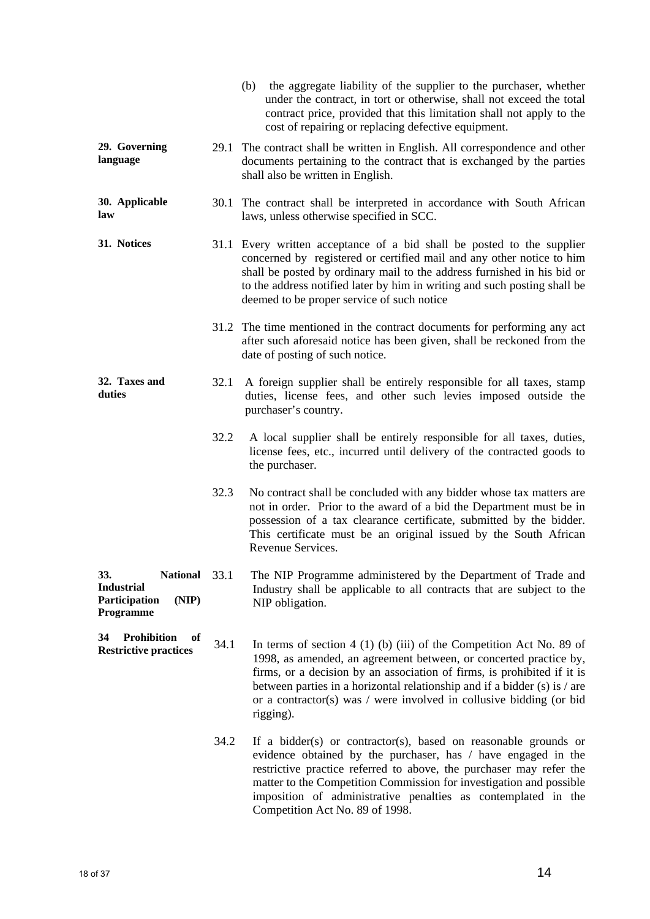(b) the aggregate liability of the supplier to the purchaser, whether under the contract, in tort or otherwise, shall not exceed the total contract price, provided that this limitation shall not apply to the cost of repairing or replacing defective equipment.

**29. Governing language**

29.1 The contract shall be written in English. All correspondence and other documents pertaining to the contract that is exchanged by the parties shall also be written in English.

**30. Applicable law**

30.1 The contract shall be interpreted in accordance with South African laws, unless otherwise specified in SCC.

**31. Notices**

31.1 Every written acceptance of a bid shall be posted to the supplier concerned by registered or certified mail and any other notice to him shall be posted by ordinary mail to the address furnished in his bid or to the address notified later by him in writing and such posting shall be deemed to be proper service of such notice

31.2 The time mentioned in the contract documents for performing any act after such aforesaid notice has been given, shall be reckoned from the date of posting of such notice.

**32. Taxes and duties**

32.1 A foreign supplier shall be entirely responsible for all taxes, stamp duties, license fees, and other such levies imposed outside the purchaser's country.

32.2 A local supplier shall be entirely responsible for all taxes, duties, license fees, etc., incurred until delivery of the contracted goods to the purchaser.

32.3 No contract shall be concluded with any bidder whose tax matters are not in order. Prior to the award of a bid the Department must be in possession of a tax clearance certificate, submitted by the bidder. This certificate must be an original issued by the South African Revenue Services.

**33. National Industrial Participation (NIP) Programme**

33.1 The NIP Programme administered by the Department of Trade and Industry shall be applicable to all contracts that are subject to the NIP obligation.

**34 Prohibition of Restrictive practices**

34.1 In terms of section 4 (1) (b) (iii) of the Competition Act No. 89 of 1998, as amended, an agreement between, or concerted practice by, firms, or a decision by an association of firms, is prohibited if it is between parties in a horizontal relationship and if a bidder (s) is / are or a contractor(s) was / were involved in collusive bidding (or bid rigging).

34.2 If a bidder(s) or contractor(s), based on reasonable grounds or evidence obtained by the purchaser, has / have engaged in the restrictive practice referred to above, the purchaser may refer the matter to the Competition Commission for investigation and possible imposition of administrative penalties as contemplated in the Competition Act No. 89 of 1998.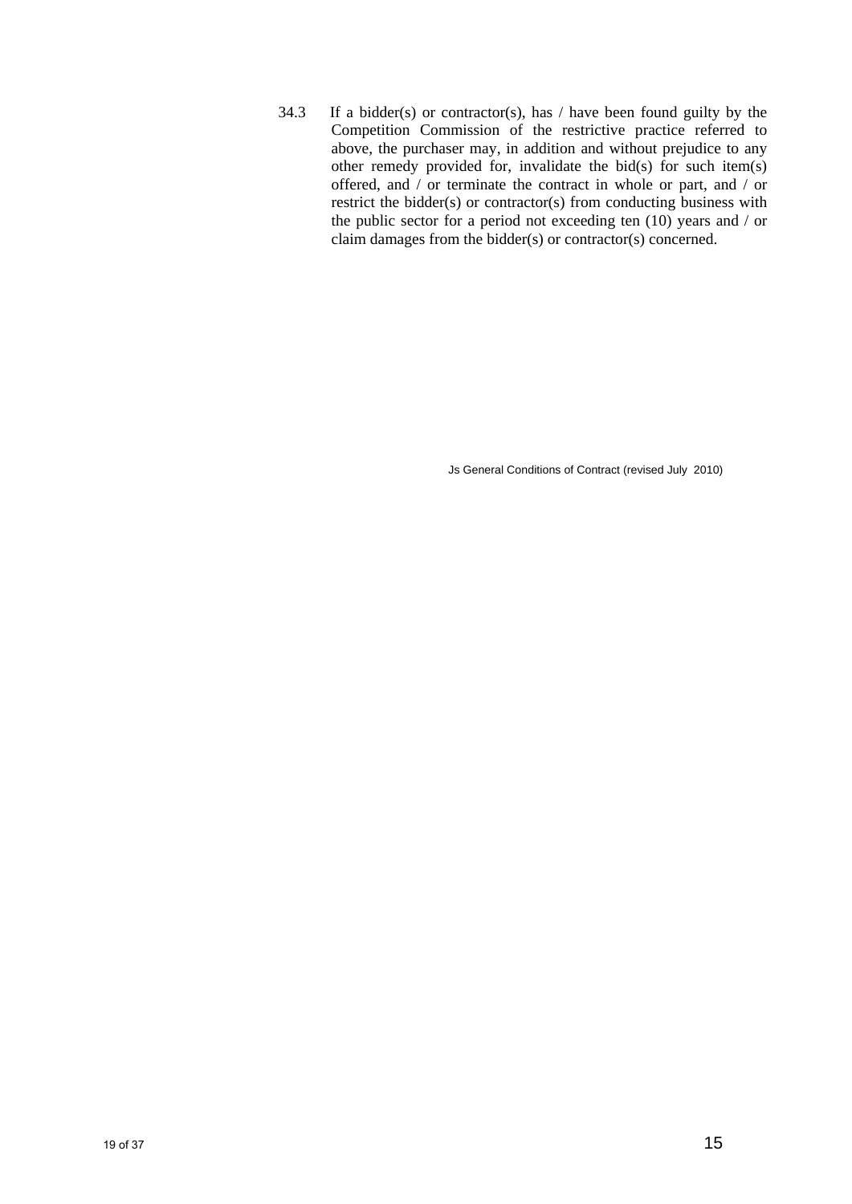34.3 If a bidder(s) or contractor(s), has / have been found guilty by the Competition Commission of the restrictive practice referred to above, the purchaser may, in addition and without prejudice to any other remedy provided for, invalidate the bid(s) for such item(s) offered, and / or terminate the contract in whole or part, and / or restrict the bidder(s) or contractor(s) from conducting business with the public sector for a period not exceeding ten (10) years and / or claim damages from the bidder(s) or contractor(s) concerned.

Js General Conditions of Contract (revised July 2010)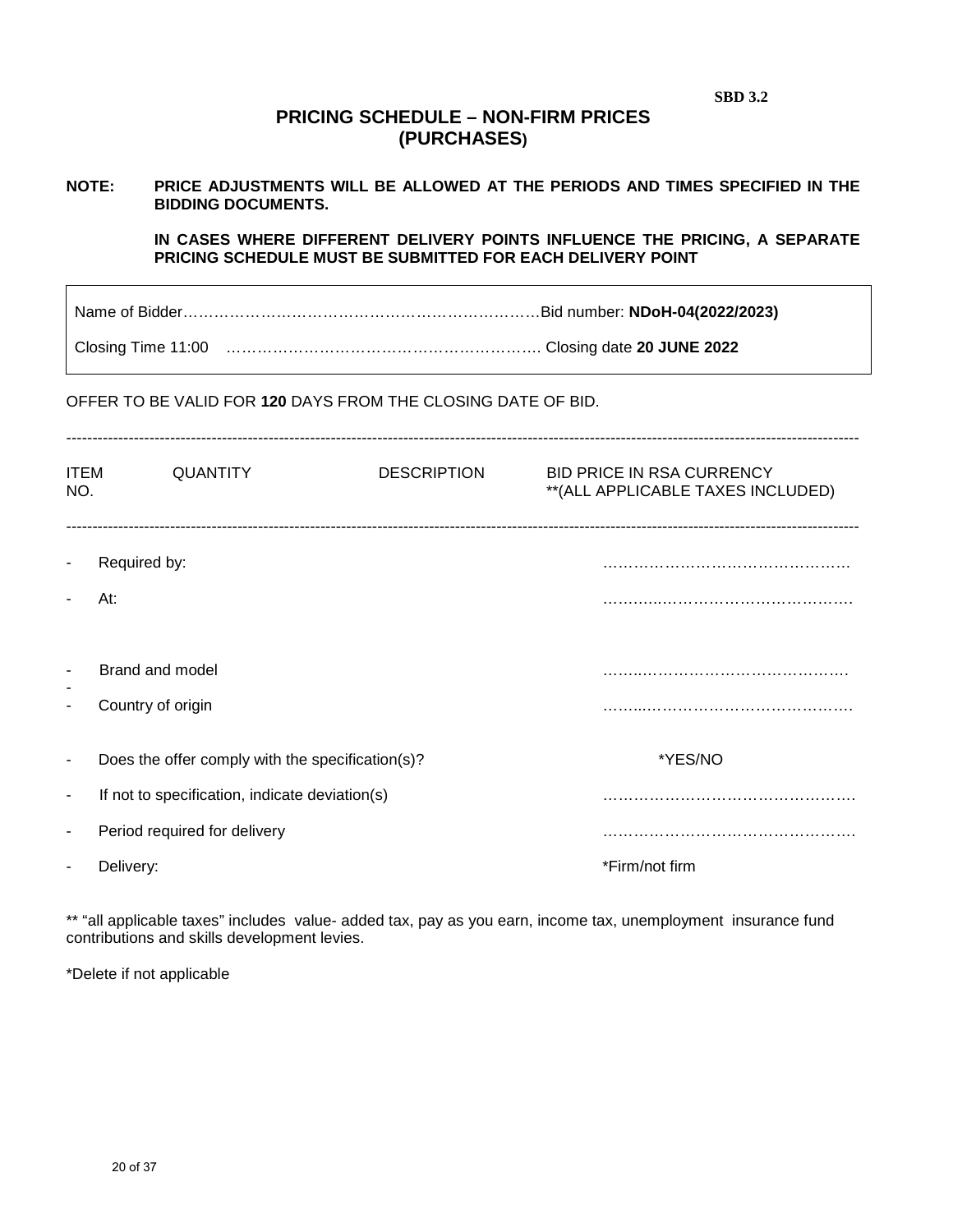SBD 3.2

# PRICING SCHEDULE – NON-FIRM PRICES (PURCHASES)

**NOTE: PRICE ADJUSTMENTS WILL BE ALLOWED AT THE PERIODS AND TIMES SPECIFIED IN THE BIDDING DOCUMENTS.**

**IN CASES WHERE DIFFERENT DELIVERY POINTS INFLUENCE THE PRICING, A SEPARATE PRICING SCHEDULE MUST BE SUBMITTED FOR EACH DELIVERY POINT**

Name of Bidder…………………………………………………………………Bid number: **NDoH-04(2022/2023)**

Closing Time 11:00 ……………………………………………………. Closing date **20 JUNE 2022**

OFFER TO BE VALID FOR **120** DAYS FROM THE CLOSING DATE OF BID.

---

| ITEM NO. | QUANTITY | DESCRIPTION | BID PRICE IN RSA CURRENCY **(ALL APPLICABLE TAXES INCLUDED) |
|---|---|---|---|

---

- Required by: …………………………………………
- At: …………………………………………
- Brand and model …………………………………………
- Country of origin …………………………………………
- Does the offer comply with the specification(s)? *YES/NO
- If not to specification, indicate deviation(s) …………………………………………
- Period required for delivery …………………………………………
- Delivery: *Firm/not firm

** "all applicable taxes" includes value- added tax, pay as you earn, income tax, unemployment insurance fund contributions and skills development levies.

*Delete if not applicable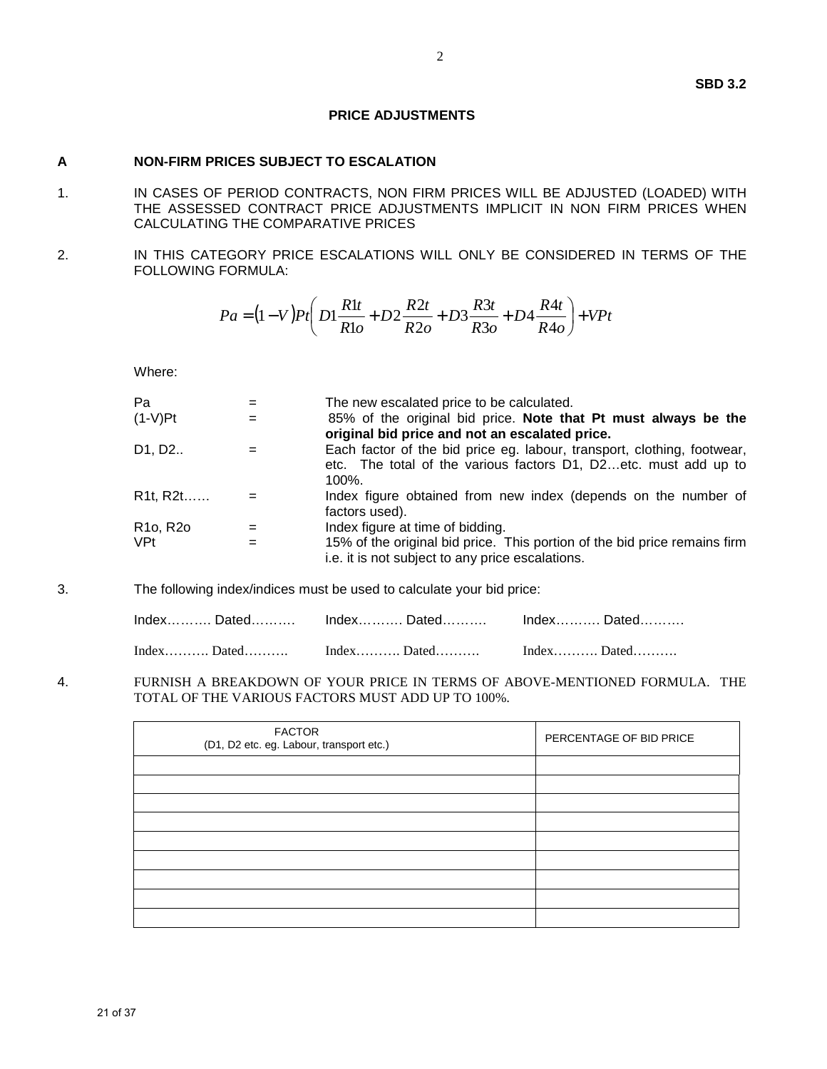**SBD 3.2**

## PRICE ADJUSTMENTS

### A NON-FIRM PRICES SUBJECT TO ESCALATION

1. IN CASES OF PERIOD CONTRACTS, NON FIRM PRICES WILL BE ADJUSTED (LOADED) WITH THE ASSESSED CONTRACT PRICE ADJUSTMENTS IMPLICIT IN NON FIRM PRICES WHEN CALCULATING THE COMPARATIVE PRICES

2. IN THIS CATEGORY PRICE ESCALATIONS WILL ONLY BE CONSIDERED IN TERMS OF THE FOLLOWING FORMULA:

$$Pa = (1-V)Pt\left(D1\frac{R1t}{R1o} + D2\frac{R2t}{R2o} + D3\frac{R3t}{R3o} + D4\frac{R4t}{R4o}\right) + VPt$$

Where:

| | | |
|---|---|---|
| Pa | = | The new escalated price to be calculated. |
| (1-V)Pt | = | 85% of the original bid price. **Note that Pt must always be the original bid price and not an escalated price.** |
| D1, D2.. | = | Each factor of the bid price eg. labour, transport, clothing, footwear, etc. The total of the various factors D1, D2…etc. must add up to 100%. |
| R1t, R2t…… | = | Index figure obtained from new index (depends on the number of factors used). |
| R1o, R2o | = | Index figure at time of bidding. |
| VPt | = | 15% of the original bid price. This portion of the bid price remains firm i.e. it is not subject to any price escalations. |

3. The following index/indices must be used to calculate your bid price:

Index………. Dated……… Index………. Dated………. Index………. Dated……….

Index………. Dated………. Index………. Dated………. Index………. Dated……….

4. FURNISH A BREAKDOWN OF YOUR PRICE IN TERMS OF ABOVE-MENTIONED FORMULA. THE TOTAL OF THE VARIOUS FACTORS MUST ADD UP TO 100%.

| FACTOR (D1, D2 etc. eg. Labour, transport etc.) | PERCENTAGE OF BID PRICE |
|---|---|
| | |
| | |
| | |
| | |
| | |
| | |
| | |
| | |
| | |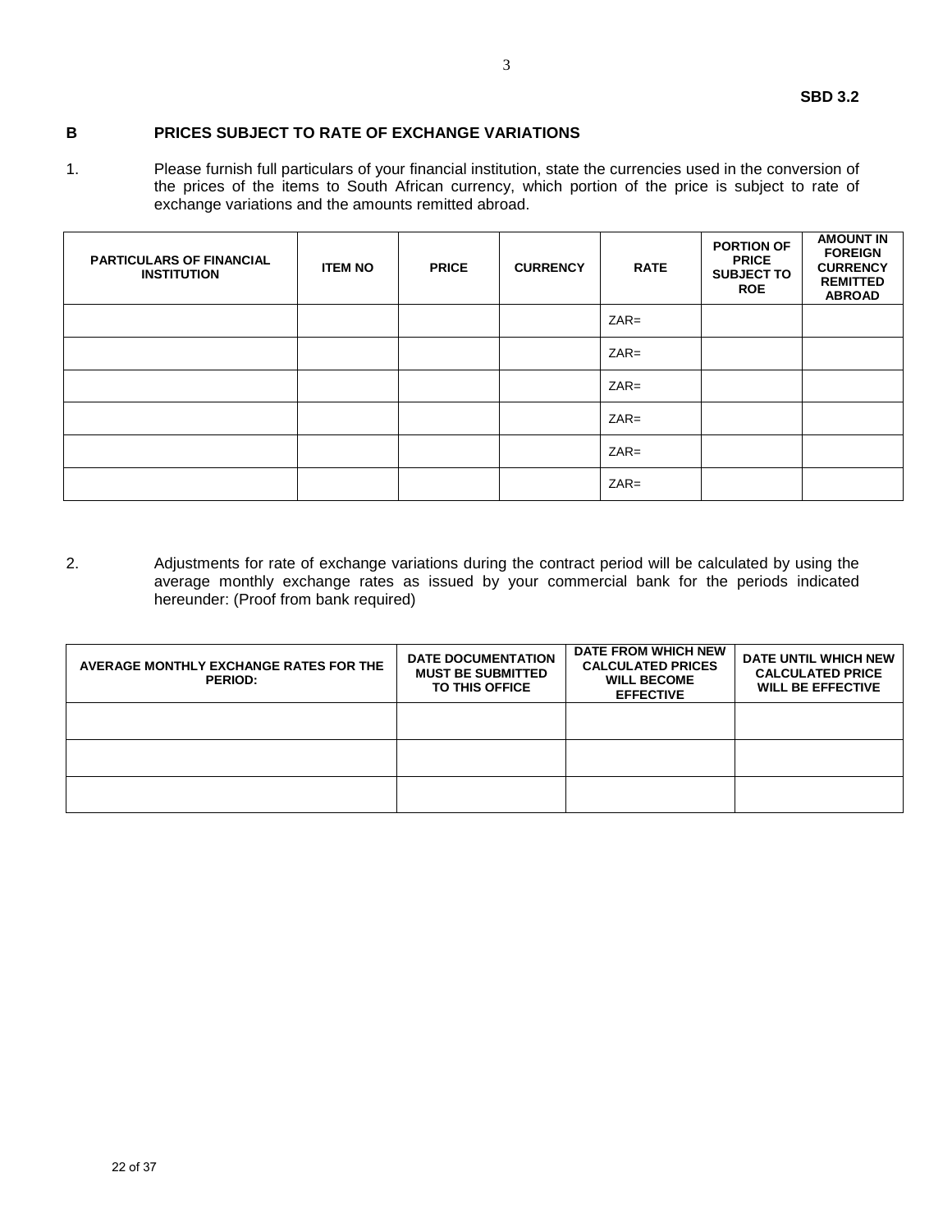**SBD 3.2**

## B PRICES SUBJECT TO RATE OF EXCHANGE VARIATIONS

1. Please furnish full particulars of your financial institution, state the currencies used in the conversion of the prices of the items to South African currency, which portion of the price is subject to rate of exchange variations and the amounts remitted abroad.

| PARTICULARS OF FINANCIAL INSTITUTION | ITEM NO | PRICE | CURRENCY | RATE | PORTION OF PRICE SUBJECT TO ROE | AMOUNT IN FOREIGN CURRENCY REMITTED ABROAD |
|---|---|---|---|---|---|---|
| | | | | ZAR= | | |
| | | | | ZAR= | | |
| | | | | ZAR= | | |
| | | | | ZAR= | | |
| | | | | ZAR= | | |
| | | | | ZAR= | | |

2. Adjustments for rate of exchange variations during the contract period will be calculated by using the average monthly exchange rates as issued by your commercial bank for the periods indicated hereunder: (Proof from bank required)

| AVERAGE MONTHLY EXCHANGE RATES FOR THE PERIOD: | DATE DOCUMENTATION MUST BE SUBMITTED TO THIS OFFICE | DATE FROM WHICH NEW CALCULATED PRICES WILL BECOME EFFECTIVE | DATE UNTIL WHICH NEW CALCULATED PRICE WILL BE EFFECTIVE |
|---|---|---|---|
| | | | |
| | | | |
| | | | |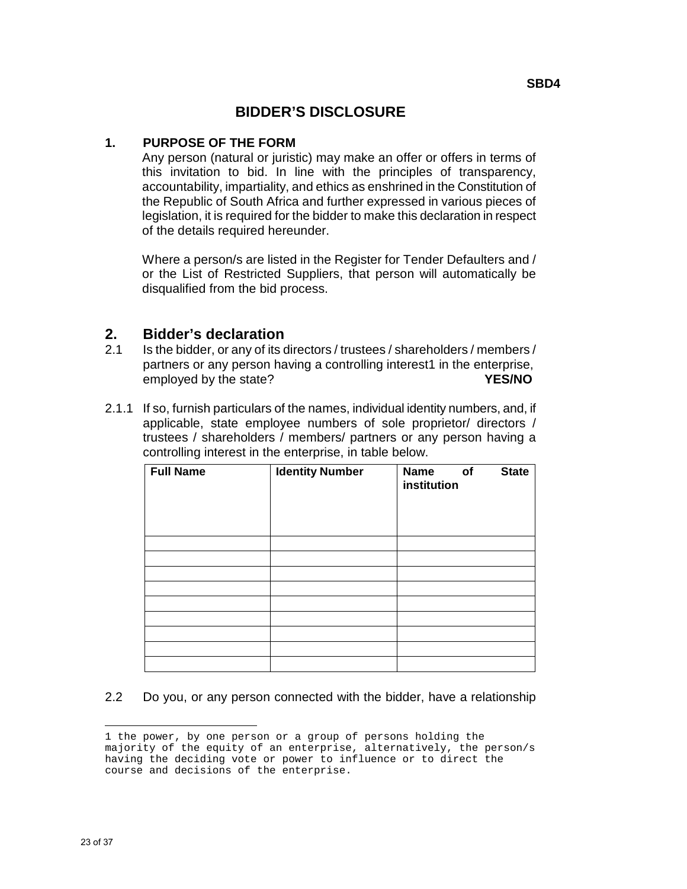SBD4

# BIDDER'S DISCLOSURE

## 1. PURPOSE OF THE FORM

Any person (natural or juristic) may make an offer or offers in terms of this invitation to bid. In line with the principles of transparency, accountability, impartiality, and ethics as enshrined in the Constitution of the Republic of South Africa and further expressed in various pieces of legislation, it is required for the bidder to make this declaration in respect of the details required hereunder.

Where a person/s are listed in the Register for Tender Defaulters and / or the List of Restricted Suppliers, that person will automatically be disqualified from the bid process.

## 2. Bidder's declaration

2.1 Is the bidder, or any of its directors / trustees / shareholders / members / partners or any person having a controlling interest[1] in the enterprise, employed by the state? **YES/NO**

2.1.1 If so, furnish particulars of the names, individual identity numbers, and, if applicable, state employee numbers of sole proprietor/ directors / trustees / shareholders / members/ partners or any person having a controlling interest in the enterprise, in table below.

| Full Name | Identity Number | Name of State institution |
|---|---|---|
| | | |
| | | |
| | | |
| | | |
| | | |
| | | |
| | | |
| | | |
| | | |

2.2 Do you, or any person connected with the bidder, have a relationship

---

[1] the power, by one person or a group of persons holding the majority of the equity of an enterprise, alternatively, the person/s having the deciding vote or power to influence or to direct the course and decisions of the enterprise.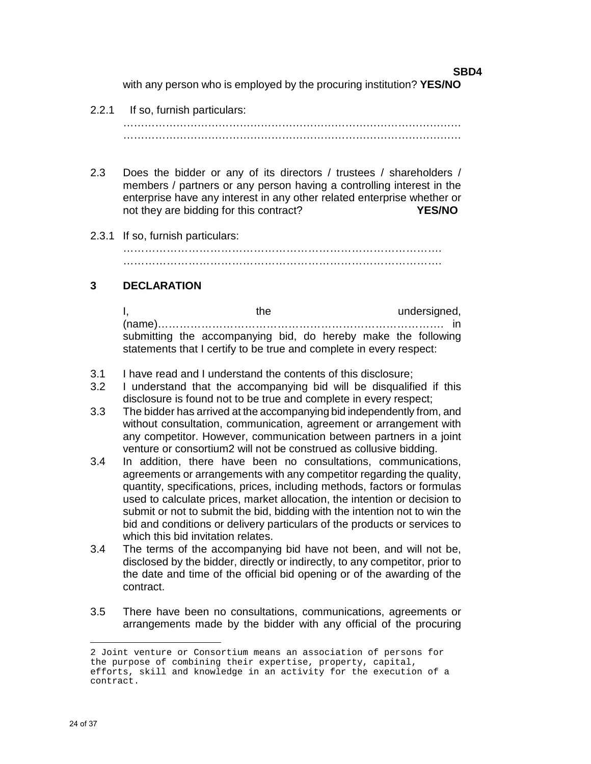with any person who is employed by the procuring institution? **YES/NO**

2.2.1 If so, furnish particulars:

……………………………………………………………………………………
……………………………………………………………………………………

2.3 Does the bidder or any of its directors / trustees / shareholders / members / partners or any person having a controlling interest in the enterprise have any interest in any other related enterprise whether or not they are bidding for this contract? **YES/NO**

2.3.1 If so, furnish particulars:

…………………………………………………………………………….
…………………………………………………………………………….

## 3 DECLARATION

I, the undersigned, (name)……………………………………………………………………. in submitting the accompanying bid, do hereby make the following statements that I certify to be true and complete in every respect:

3.1 I have read and I understand the contents of this disclosure;

3.2 I understand that the accompanying bid will be disqualified if this disclosure is found not to be true and complete in every respect;

3.3 The bidder has arrived at the accompanying bid independently from, and without consultation, communication, agreement or arrangement with any competitor. However, communication between partners in a joint venture or consortium2 will not be construed as collusive bidding.

3.4 In addition, there have been no consultations, communications, agreements or arrangements with any competitor regarding the quality, quantity, specifications, prices, including methods, factors or formulas used to calculate prices, market allocation, the intention or decision to submit or not to submit the bid, bidding with the intention not to win the bid and conditions or delivery particulars of the products or services to which this bid invitation relates.

3.4 The terms of the accompanying bid have not been, and will not be, disclosed by the bidder, directly or indirectly, to any competitor, prior to the date and time of the official bid opening or of the awarding of the contract.

3.5 There have been no consultations, communications, agreements or arrangements made by the bidder with any official of the procuring

2 Joint venture or Consortium means an association of persons for the purpose of combining their expertise, property, capital, efforts, skill and knowledge in an activity for the execution of a contract.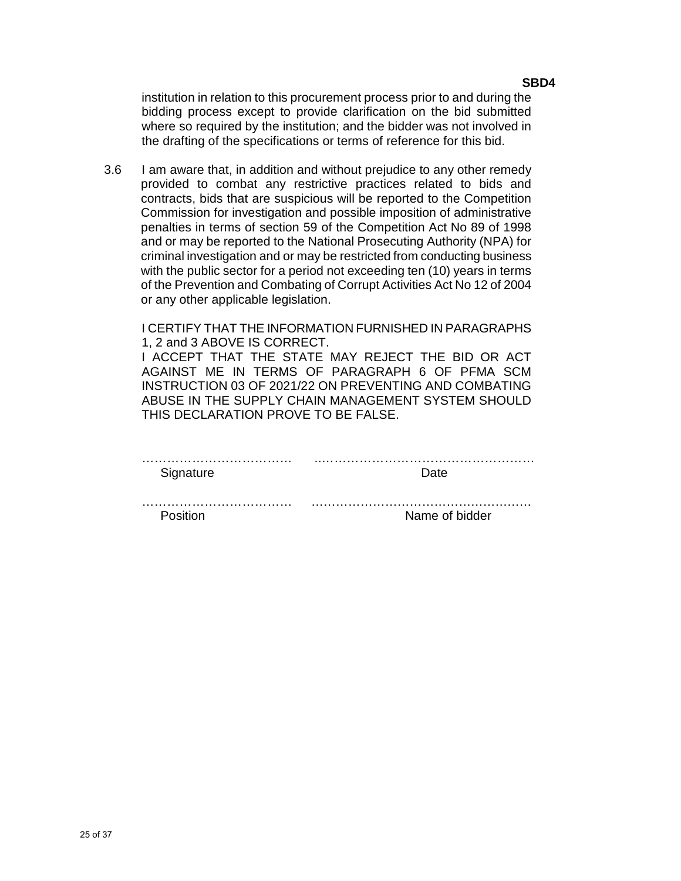institution in relation to this procurement process prior to and during the bidding process except to provide clarification on the bid submitted where so required by the institution; and the bidder was not involved in the drafting of the specifications or terms of reference for this bid.

3.6 I am aware that, in addition and without prejudice to any other remedy provided to combat any restrictive practices related to bids and contracts, bids that are suspicious will be reported to the Competition Commission for investigation and possible imposition of administrative penalties in terms of section 59 of the Competition Act No 89 of 1998 and or may be reported to the National Prosecuting Authority (NPA) for criminal investigation and or may be restricted from conducting business with the public sector for a period not exceeding ten (10) years in terms of the Prevention and Combating of Corrupt Activities Act No 12 of 2004 or any other applicable legislation.

I CERTIFY THAT THE INFORMATION FURNISHED IN PARAGRAPHS 1, 2 and 3 ABOVE IS CORRECT.

I ACCEPT THAT THE STATE MAY REJECT THE BID OR ACT AGAINST ME IN TERMS OF PARAGRAPH 6 OF PFMA SCM INSTRUCTION 03 OF 2021/22 ON PREVENTING AND COMBATING ABUSE IN THE SUPPLY CHAIN MANAGEMENT SYSTEM SHOULD THIS DECLARATION PROVE TO BE FALSE.

……………………………… ………………………………………………
Signature Date

……………………………… ………………………………………………
Position Name of bidder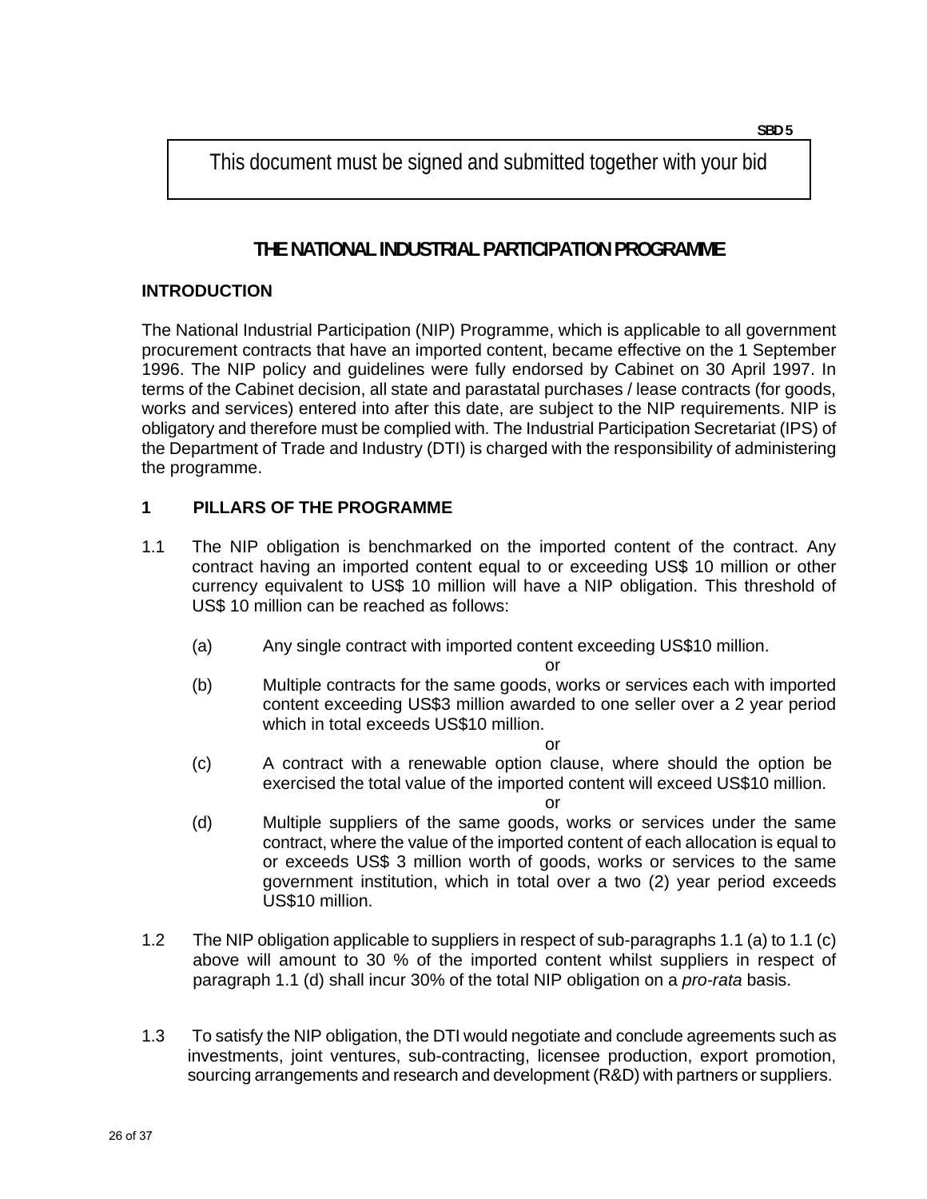SBD 5

This document must be signed and submitted together with your bid

# THE NATIONAL INDUSTRIAL PARTICIPATION PROGRAMME

## INTRODUCTION

The National Industrial Participation (NIP) Programme, which is applicable to all government procurement contracts that have an imported content, became effective on the 1 September 1996. The NIP policy and guidelines were fully endorsed by Cabinet on 30 April 1997. In terms of the Cabinet decision, all state and parastatal purchases / lease contracts (for goods, works and services) entered into after this date, are subject to the NIP requirements. NIP is obligatory and therefore must be complied with. The Industrial Participation Secretariat (IPS) of the Department of Trade and Industry (DTI) is charged with the responsibility of administering the programme.

## 1 PILLARS OF THE PROGRAMME

1.1 The NIP obligation is benchmarked on the imported content of the contract. Any contract having an imported content equal to or exceeding US$ 10 million or other currency equivalent to US$ 10 million will have a NIP obligation. This threshold of US$ 10 million can be reached as follows:

(a) Any single contract with imported content exceeding US$10 million.

or

(b) Multiple contracts for the same goods, works or services each with imported content exceeding US$3 million awarded to one seller over a 2 year period which in total exceeds US$10 million.

or

(c) A contract with a renewable option clause, where should the option be exercised the total value of the imported content will exceed US$10 million.

or

(d) Multiple suppliers of the same goods, works or services under the same contract, where the value of the imported content of each allocation is equal to or exceeds US$ 3 million worth of goods, works or services to the same government institution, which in total over a two (2) year period exceeds US$10 million.

1.2 The NIP obligation applicable to suppliers in respect of sub-paragraphs 1.1 (a) to 1.1 (c) above will amount to 30 % of the imported content whilst suppliers in respect of paragraph 1.1 (d) shall incur 30% of the total NIP obligation on a *pro-rata* basis.

1.3 To satisfy the NIP obligation, the DTI would negotiate and conclude agreements such as investments, joint ventures, sub-contracting, licensee production, export promotion, sourcing arrangements and research and development (R&D) with partners or suppliers.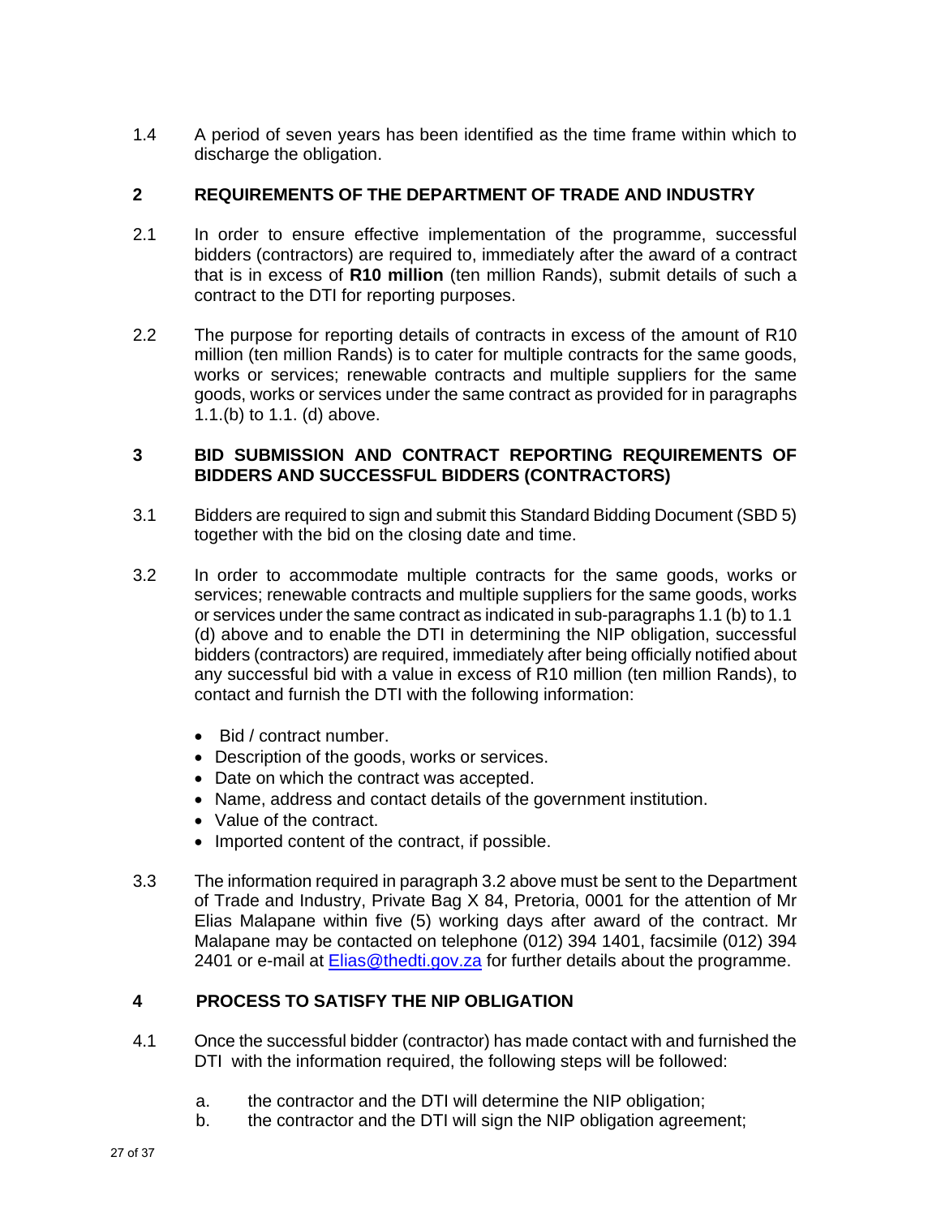1.4 A period of seven years has been identified as the time frame within which to discharge the obligation.

## 2 REQUIREMENTS OF THE DEPARTMENT OF TRADE AND INDUSTRY

2.1 In order to ensure effective implementation of the programme, successful bidders (contractors) are required to, immediately after the award of a contract that is in excess of **R10 million** (ten million Rands), submit details of such a contract to the DTI for reporting purposes.

2.2 The purpose for reporting details of contracts in excess of the amount of R10 million (ten million Rands) is to cater for multiple contracts for the same goods, works or services; renewable contracts and multiple suppliers for the same goods, works or services under the same contract as provided for in paragraphs 1.1.(b) to 1.1. (d) above.

## 3 BID SUBMISSION AND CONTRACT REPORTING REQUIREMENTS OF BIDDERS AND SUCCESSFUL BIDDERS (CONTRACTORS)

3.1 Bidders are required to sign and submit this Standard Bidding Document (SBD 5) together with the bid on the closing date and time.

3.2 In order to accommodate multiple contracts for the same goods, works or services; renewable contracts and multiple suppliers for the same goods, works or services under the same contract as indicated in sub-paragraphs 1.1 (b) to 1.1 (d) above and to enable the DTI in determining the NIP obligation, successful bidders (contractors) are required, immediately after being officially notified about any successful bid with a value in excess of R10 million (ten million Rands), to contact and furnish the DTI with the following information:

- Bid / contract number.
- Description of the goods, works or services.
- Date on which the contract was accepted.
- Name, address and contact details of the government institution.
- Value of the contract.
- Imported content of the contract, if possible.

3.3 The information required in paragraph 3.2 above must be sent to the Department of Trade and Industry, Private Bag X 84, Pretoria, 0001 for the attention of Mr Elias Malapane within five (5) working days after award of the contract. Mr Malapane may be contacted on telephone (012) 394 1401, facsimile (012) 394 2401 or e-mail at Elias@thedti.gov.za for further details about the programme.

## 4 PROCESS TO SATISFY THE NIP OBLIGATION

4.1 Once the successful bidder (contractor) has made contact with and furnished the DTI with the information required, the following steps will be followed:

a. the contractor and the DTI will determine the NIP obligation;

b. the contractor and the DTI will sign the NIP obligation agreement;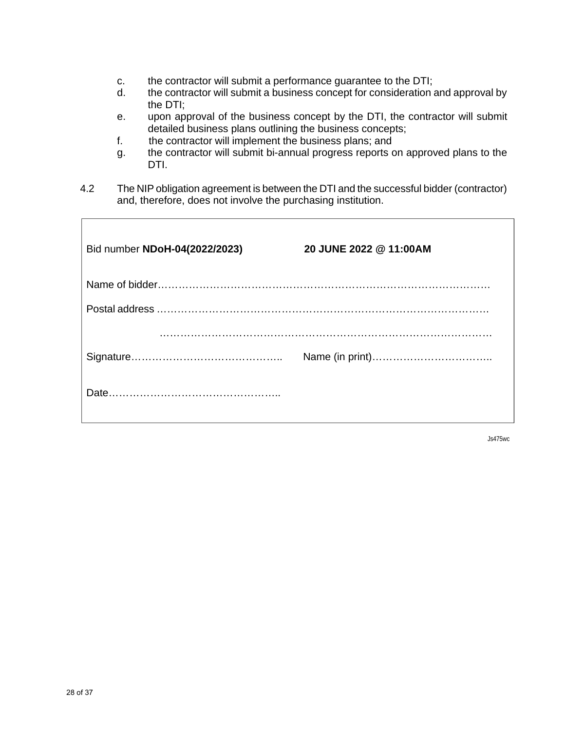c. the contractor will submit a performance guarantee to the DTI;
d. the contractor will submit a business concept for consideration and approval by the DTI;
e. upon approval of the business concept by the DTI, the contractor will submit detailed business plans outlining the business concepts;
f. the contractor will implement the business plans; and
g. the contractor will submit bi-annual progress reports on approved plans to the DTI.

4.2 The NIP obligation agreement is between the DTI and the successful bidder (contractor) and, therefore, does not involve the purchasing institution.

Bid number **NDoH-04(2022/2023)** **20 JUNE 2022 @ 11:00AM**

Name of bidder……………………………………………………………………………………

Postal address ……………………………………………………………………………………

……………………………………………………………………………………

Signature…………………………………….. Name (in print)……………………………..

Date…………………………………………..

Js475wc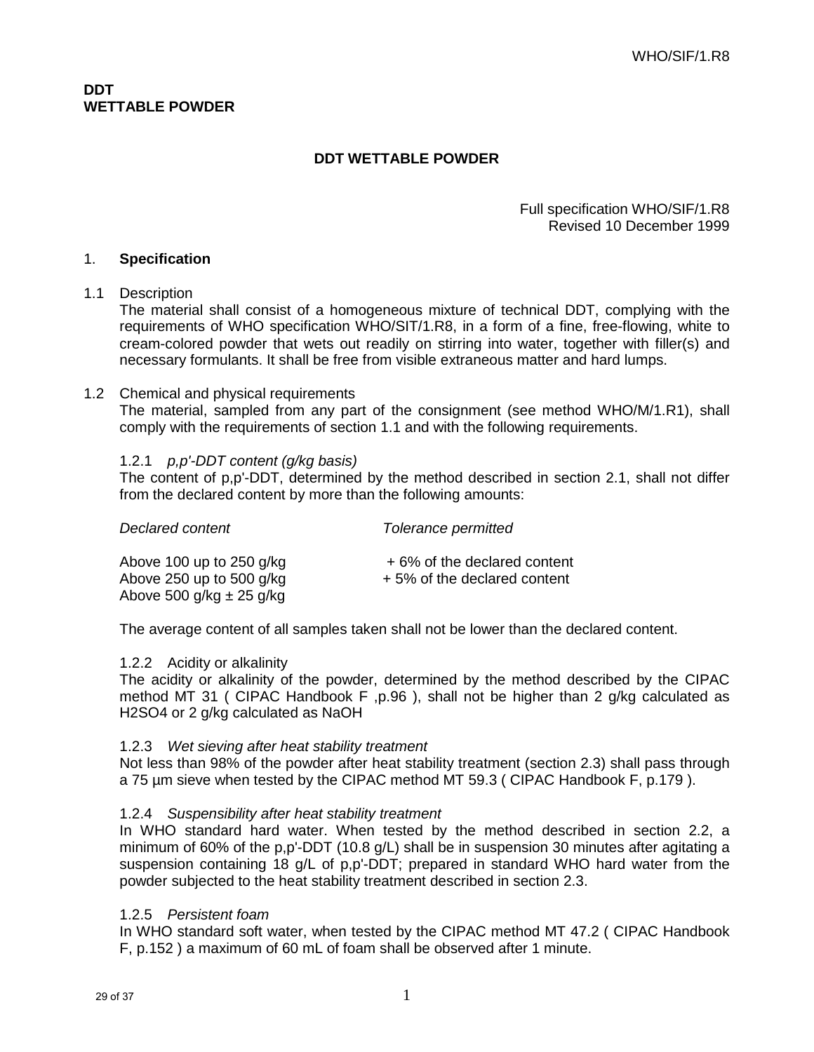**DDT**
**WETTABLE POWDER**

## DDT WETTABLE POWDER

Full specification WHO/SIF/1.R8
Revised 10 December 1999

## 1. Specification

1.1 Description

The material shall consist of a homogeneous mixture of technical DDT, complying with the requirements of WHO specification WHO/SIT/1.R8, in a form of a fine, free-flowing, white to cream-colored powder that wets out readily on stirring into water, together with filler(s) and necessary formulants. It shall be free from visible extraneous matter and hard lumps.

1.2 Chemical and physical requirements

The material, sampled from any part of the consignment (see method WHO/M/1.R1), shall comply with the requirements of section 1.1 and with the following requirements.

1.2.1 *p,p'-DDT content (g/kg basis)*

The content of p,p'-DDT, determined by the method described in section 2.1, shall not differ from the declared content by more than the following amounts:

| *Declared content* | *Tolerance permitted* |
| --- | --- |
| Above 100 up to 250 g/kg | + 6% of the declared content |
| Above 250 up to 500 g/kg | + 5% of the declared content |
| Above 500 g/kg ± 25 g/kg | |

The average content of all samples taken shall not be lower than the declared content.

1.2.2 Acidity or alkalinity

The acidity or alkalinity of the powder, determined by the method described by the CIPAC method MT 31 ( CIPAC Handbook F ,p.96 ), shall not be higher than 2 g/kg calculated as $H_2SO_4$ or 2 g/kg calculated as NaOH

1.2.3 *Wet sieving after heat stability treatment*

Not less than 98% of the powder after heat stability treatment (section 2.3) shall pass through a 75 µm sieve when tested by the CIPAC method MT 59.3 ( CIPAC Handbook F, p.179 ).

1.2.4 *Suspensibility after heat stability treatment*

In WHO standard hard water. When tested by the method described in section 2.2, a minimum of 60% of the p,p'-DDT (10.8 g/L) shall be in suspension 30 minutes after agitating a suspension containing 18 g/L of p,p'-DDT; prepared in standard WHO hard water from the powder subjected to the heat stability treatment described in section 2.3.

1.2.5 *Persistent foam*

In WHO standard soft water, when tested by the CIPAC method MT 47.2 ( CIPAC Handbook F, p.152 ) a maximum of 60 mL of foam shall be observed after 1 minute.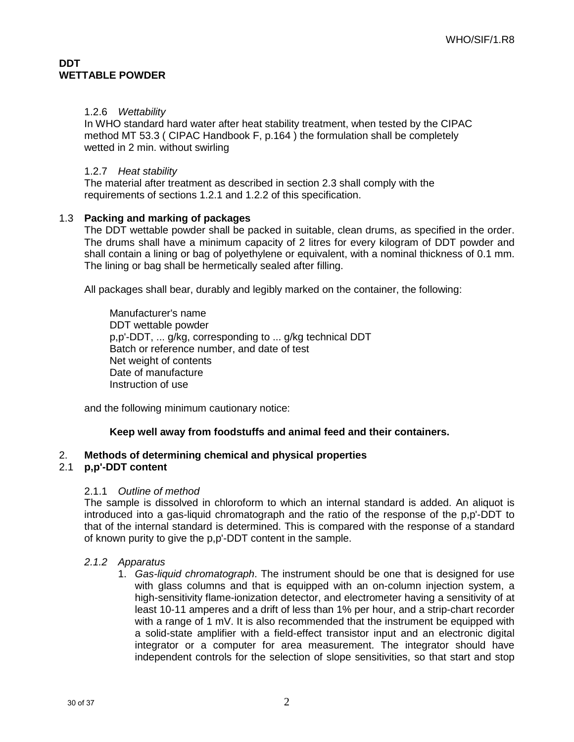**DDT**
**WETTABLE POWDER**

1.2.6 *Wettability*
In WHO standard hard water after heat stability treatment, when tested by the CIPAC method MT 53.3 ( CIPAC Handbook F, p.164 ) the formulation shall be completely wetted in 2 min. without swirling

1.2.7 *Heat stability*
The material after treatment as described in section 2.3 shall comply with the requirements of sections 1.2.1 and 1.2.2 of this specification.

1.3 **Packing and marking of packages**
The DDT wettable powder shall be packed in suitable, clean drums, as specified in the order. The drums shall have a minimum capacity of 2 litres for every kilogram of DDT powder and shall contain a lining or bag of polyethylene or equivalent, with a nominal thickness of 0.1 mm. The lining or bag shall be hermetically sealed after filling.

All packages shall bear, durably and legibly marked on the container, the following:

Manufacturer's name
DDT wettable powder
p,p'-DDT, ... g/kg, corresponding to ... g/kg technical DDT
Batch or reference number, and date of test
Net weight of contents
Date of manufacture
Instruction of use

and the following minimum cautionary notice:

**Keep well away from foodstuffs and animal feed and their containers.**

2. **Methods of determining chemical and physical properties**

2.1 **p,p'-DDT content**

2.1.1 *Outline of method*
The sample is dissolved in chloroform to which an internal standard is added. An aliquot is introduced into a gas-liquid chromatograph and the ratio of the response of the p,p'-DDT to that of the internal standard is determined. This is compared with the response of a standard of known purity to give the p,p'-DDT content in the sample.

*2.1.2 Apparatus*

1. *Gas-liquid chromatograph*. The instrument should be one that is designed for use with glass columns and that is equipped with an on-column injection system, a high-sensitivity flame-ionization detector, and electrometer having a sensitivity of at least 10-11 amperes and a drift of less than 1% per hour, and a strip-chart recorder with a range of 1 mV. It is also recommended that the instrument be equipped with a solid-state amplifier with a field-effect transistor input and an electronic digital integrator or a computer for area measurement. The integrator should have independent controls for the selection of slope sensitivities, so that start and stop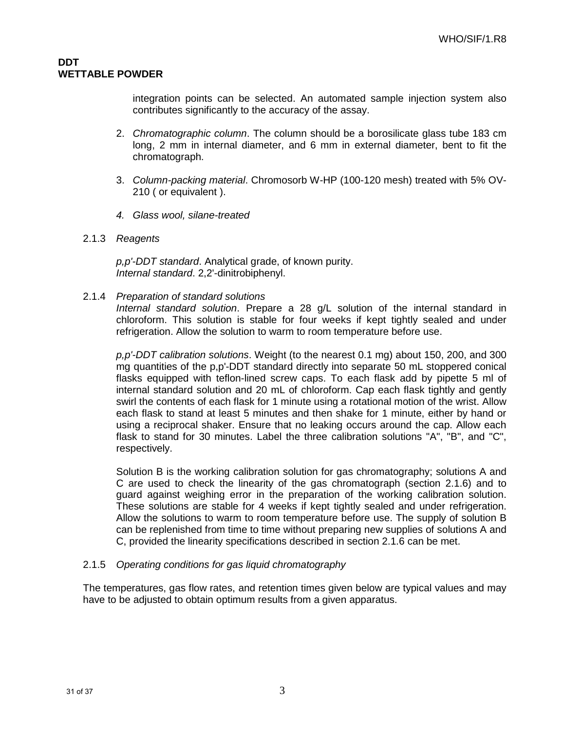**DDT**
**WETTABLE POWDER**

integration points can be selected. An automated sample injection system also contributes significantly to the accuracy of the assay.

2. *Chromatographic column*. The column should be a borosilicate glass tube 183 cm long, 2 mm in internal diameter, and 6 mm in external diameter, bent to fit the chromatograph.

3. *Column-packing material*. Chromosorb W-HP (100-120 mesh) treated with 5% OV-210 ( or equivalent ).

4. *Glass wool, silane-treated*

2.1.3 *Reagents*

*p,p'-DDT standard*. Analytical grade, of known purity.
*Internal standard*. 2,2'-dinitrobiphenyl.

2.1.4 *Preparation of standard solutions*

*Internal standard solution*. Prepare a 28 g/L solution of the internal standard in chloroform. This solution is stable for four weeks if kept tightly sealed and under refrigeration. Allow the solution to warm to room temperature before use.

*p,p'-DDT calibration solutions*. Weight (to the nearest 0.1 mg) about 150, 200, and 300 mg quantities of the p,p'-DDT standard directly into separate 50 mL stoppered conical flasks equipped with teflon-lined screw caps. To each flask add by pipette 5 ml of internal standard solution and 20 mL of chloroform. Cap each flask tightly and gently swirl the contents of each flask for 1 minute using a rotational motion of the wrist. Allow each flask to stand at least 5 minutes and then shake for 1 minute, either by hand or using a reciprocal shaker. Ensure that no leaking occurs around the cap. Allow each flask to stand for 30 minutes. Label the three calibration solutions "A", "B", and "C", respectively.

Solution B is the working calibration solution for gas chromatography; solutions A and C are used to check the linearity of the gas chromatograph (section 2.1.6) and to guard against weighing error in the preparation of the working calibration solution. These solutions are stable for 4 weeks if kept tightly sealed and under refrigeration. Allow the solutions to warm to room temperature before use. The supply of solution B can be replenished from time to time without preparing new supplies of solutions A and C, provided the linearity specifications described in section 2.1.6 can be met.

2.1.5 *Operating conditions for gas liquid chromatography*

The temperatures, gas flow rates, and retention times given below are typical values and may have to be adjusted to obtain optimum results from a given apparatus.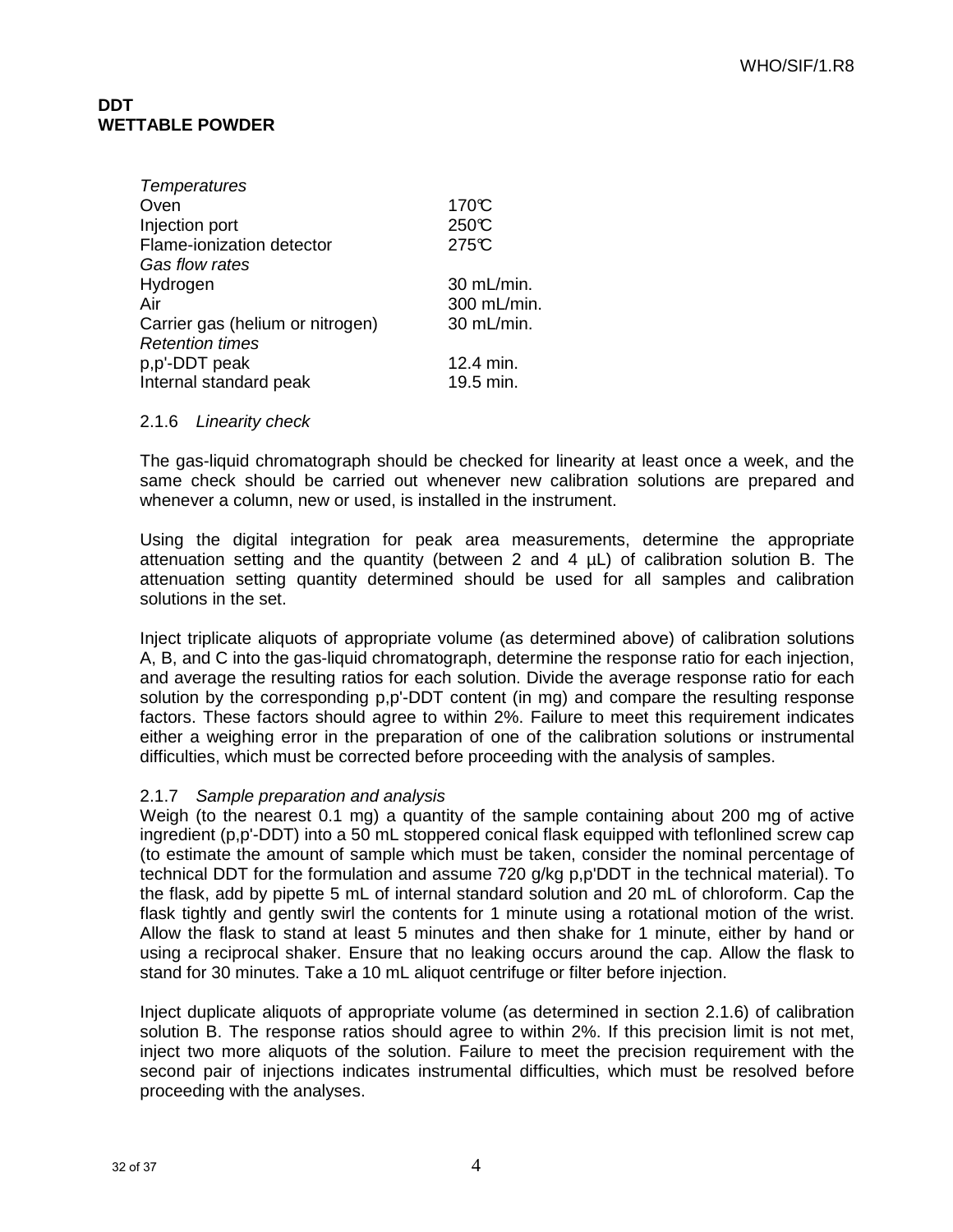**DDT**
**WETTABLE POWDER**

| | |
|---|---|
| *Temperatures* | |
| Oven | 170℃ |
| Injection port | 250℃ |
| Flame-ionization detector | 275℃ |
| *Gas flow rates* | |
| Hydrogen | 30 mL/min. |
| Air | 300 mL/min. |
| Carrier gas (helium or nitrogen) | 30 mL/min. |
| *Retention times* | |
| p,p'-DDT peak | 12.4 min. |
| Internal standard peak | 19.5 min. |

2.1.6 *Linearity check*

The gas-liquid chromatograph should be checked for linearity at least once a week, and the same check should be carried out whenever new calibration solutions are prepared and whenever a column, new or used, is installed in the instrument.

Using the digital integration for peak area measurements, determine the appropriate attenuation setting and the quantity (between 2 and 4 µL) of calibration solution B. The attenuation setting quantity determined should be used for all samples and calibration solutions in the set.

Inject triplicate aliquots of appropriate volume (as determined above) of calibration solutions A, B, and C into the gas-liquid chromatograph, determine the response ratio for each injection, and average the resulting ratios for each solution. Divide the average response ratio for each solution by the corresponding p,p'-DDT content (in mg) and compare the resulting response factors. These factors should agree to within 2%. Failure to meet this requirement indicates either a weighing error in the preparation of one of the calibration solutions or instrumental difficulties, which must be corrected before proceeding with the analysis of samples.

2.1.7 *Sample preparation and analysis*

Weigh (to the nearest 0.1 mg) a quantity of the sample containing about 200 mg of active ingredient (p,p'-DDT) into a 50 mL stoppered conical flask equipped with teflonlined screw cap (to estimate the amount of sample which must be taken, consider the nominal percentage of technical DDT for the formulation and assume 720 g/kg p,p'DDT in the technical material). To the flask, add by pipette 5 mL of internal standard solution and 20 mL of chloroform. Cap the flask tightly and gently swirl the contents for 1 minute using a rotational motion of the wrist. Allow the flask to stand at least 5 minutes and then shake for 1 minute, either by hand or using a reciprocal shaker. Ensure that no leaking occurs around the cap. Allow the flask to stand for 30 minutes. Take a 10 mL aliquot centrifuge or filter before injection.

Inject duplicate aliquots of appropriate volume (as determined in section 2.1.6) of calibration solution B. The response ratios should agree to within 2%. If this precision limit is not met, inject two more aliquots of the solution. Failure to meet the precision requirement with the second pair of injections indicates instrumental difficulties, which must be resolved before proceeding with the analyses.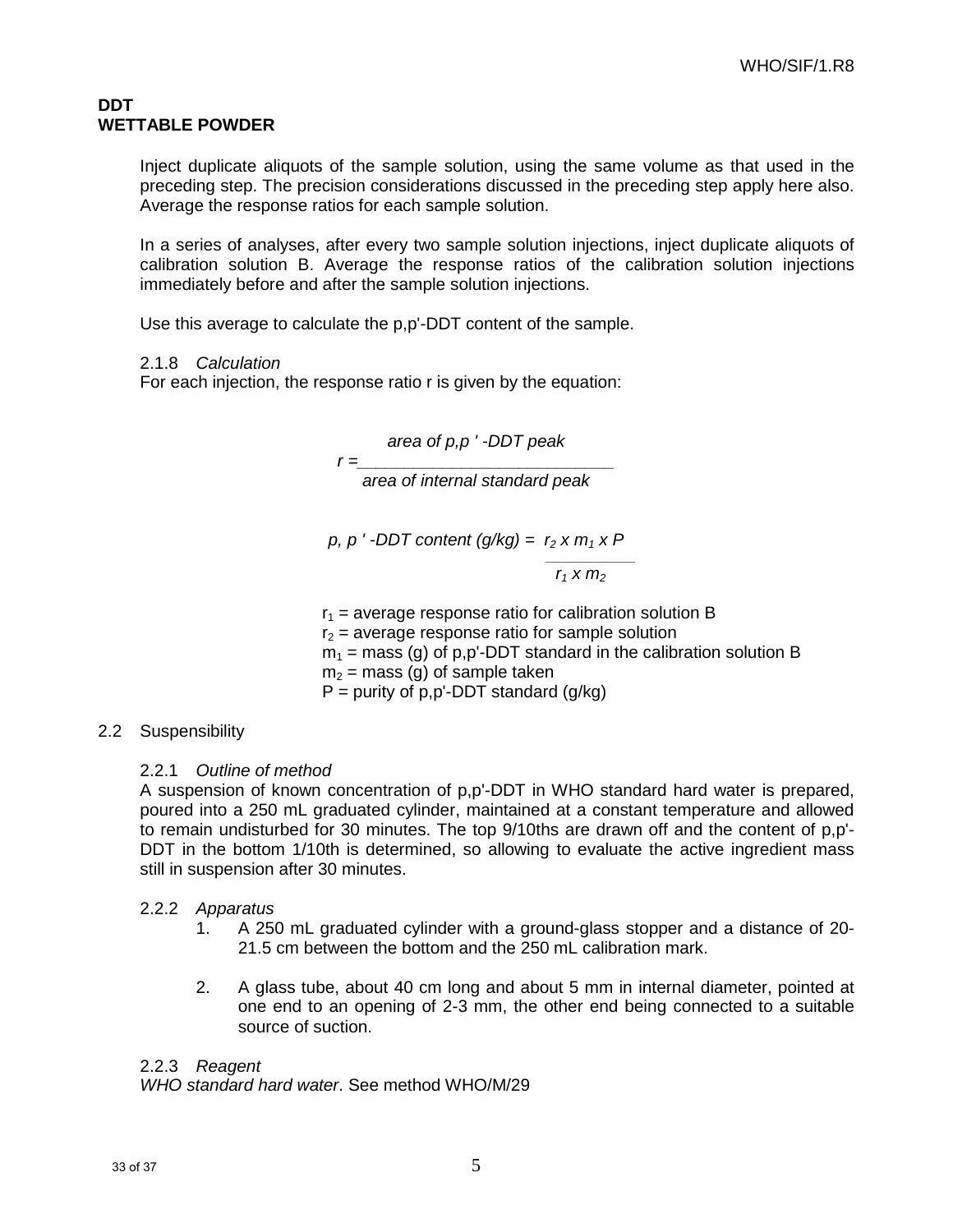**DDT**
**WETTABLE POWDER**

Inject duplicate aliquots of the sample solution, using the same volume as that used in the preceding step. The precision considerations discussed in the preceding step apply here also. Average the response ratios for each sample solution.

In a series of analyses, after every two sample solution injections, inject duplicate aliquots of calibration solution B. Average the response ratios of the calibration solution injections immediately before and after the sample solution injections.

Use this average to calculate the p,p'-DDT content of the sample.

2.1.8 *Calculation*

For each injection, the response ratio r is given by the equation:

$$r = \frac{\text{area of p,p'-DDT peak}}{\text{area of internal standard peak}}$$

$$\text{p,p'-DDT content (g/kg)} = \frac{r_2 \times m_1 \times P}{r_1 \times m_2}$$

$r_1$ = average response ratio for calibration solution B
$r_2$ = average response ratio for sample solution
$m_1$ = mass (g) of p,p'-DDT standard in the calibration solution B
$m_2$ = mass (g) of sample taken
$P$ = purity of p,p'-DDT standard (g/kg)

2.2 Suspensibility

2.2.1 *Outline of method*

A suspension of known concentration of p,p'-DDT in WHO standard hard water is prepared, poured into a 250 mL graduated cylinder, maintained at a constant temperature and allowed to remain undisturbed for 30 minutes. The top 9/10ths are drawn off and the content of p,p'-DDT in the bottom 1/10th is determined, so allowing to evaluate the active ingredient mass still in suspension after 30 minutes.

2.2.2 *Apparatus*

1. A 250 mL graduated cylinder with a ground-glass stopper and a distance of 20-21.5 cm between the bottom and the 250 mL calibration mark.

2. A glass tube, about 40 cm long and about 5 mm in internal diameter, pointed at one end to an opening of 2-3 mm, the other end being connected to a suitable source of suction.

2.2.3 *Reagent*

*WHO standard hard water*. See method WHO/M/29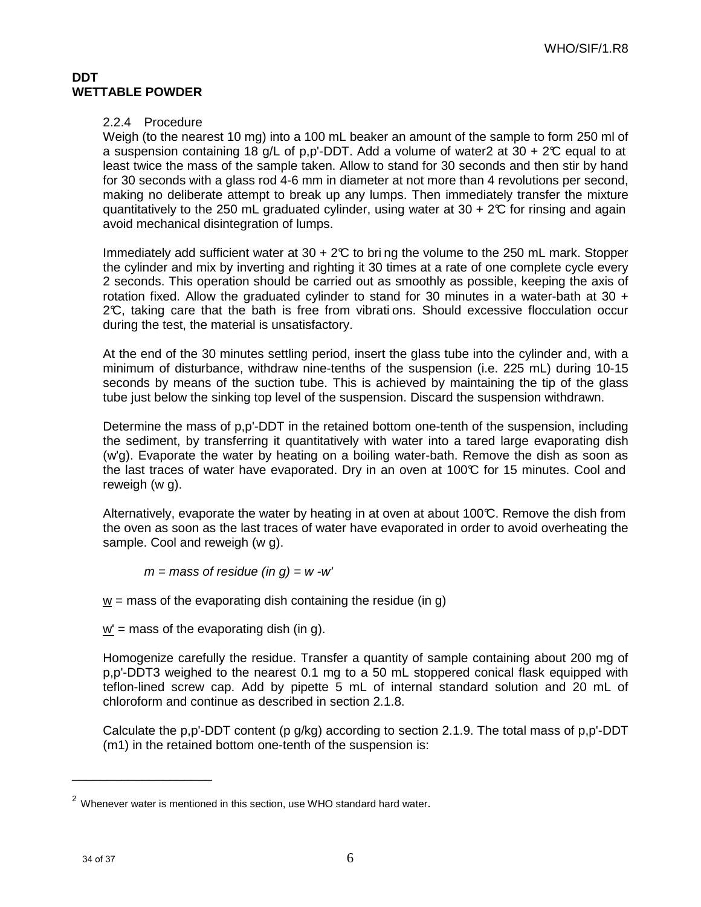**DDT**
**WETTABLE POWDER**

2.2.4 Procedure

Weigh (to the nearest 10 mg) into a 100 mL beaker an amount of the sample to form 250 ml of a suspension containing 18 g/L of p,p'-DDT. Add a volume of water[2] at 30 + 2℃ equal to at least twice the mass of the sample taken. Allow to stand for 30 seconds and then stir by hand for 30 seconds with a glass rod 4-6 mm in diameter at not more than 4 revolutions per second, making no deliberate attempt to break up any lumps. Then immediately transfer the mixture quantitatively to the 250 mL graduated cylinder, using water at 30 + 2℃ for rinsing and again avoid mechanical disintegration of lumps.

Immediately add sufficient water at 30 + 2℃ to bring the volume to the 250 mL mark. Stopper the cylinder and mix by inverting and righting it 30 times at a rate of one complete cycle every 2 seconds. This operation should be carried out as smoothly as possible, keeping the axis of rotation fixed. Allow the graduated cylinder to stand for 30 minutes in a water-bath at 30 + 2℃, taking care that the bath is free from vibrations. Should excessive flocculation occur during the test, the material is unsatisfactory.

At the end of the 30 minutes settling period, insert the glass tube into the cylinder and, with a minimum of disturbance, withdraw nine-tenths of the suspension (i.e. 225 mL) during 10-15 seconds by means of the suction tube. This is achieved by maintaining the tip of the glass tube just below the sinking top level of the suspension. Discard the suspension withdrawn.

Determine the mass of p,p'-DDT in the retained bottom one-tenth of the suspension, including the sediment, by transferring it quantitatively with water into a tared large evaporating dish (w'g). Evaporate the water by heating on a boiling water-bath. Remove the dish as soon as the last traces of water have evaporated. Dry in an oven at 100℃ for 15 minutes. Cool and reweigh (w g).

Alternatively, evaporate the water by heating in at oven at about 100℃. Remove the dish from the oven as soon as the last traces of water have evaporated in order to avoid overheating the sample. Cool and reweigh (w g).

$m$ = *mass of residue (in g)* = $w - w'$

$w$ = mass of the evaporating dish containing the residue (in g)

$w'$ = mass of the evaporating dish (in g).

Homogenize carefully the residue. Transfer a quantity of sample containing about 200 mg of p,p'-DDT[3] weighed to the nearest 0.1 mg to a 50 mL stoppered conical flask equipped with teflon-lined screw cap. Add by pipette 5 mL of internal standard solution and 20 mL of chloroform and continue as described in section 2.1.8.

Calculate the p,p'-DDT content (p g/kg) according to section 2.1.9. The total mass of p,p'-DDT ($m_1$) in the retained bottom one-tenth of the suspension is:

---

[2] Whenever water is mentioned in this section, use WHO standard hard water.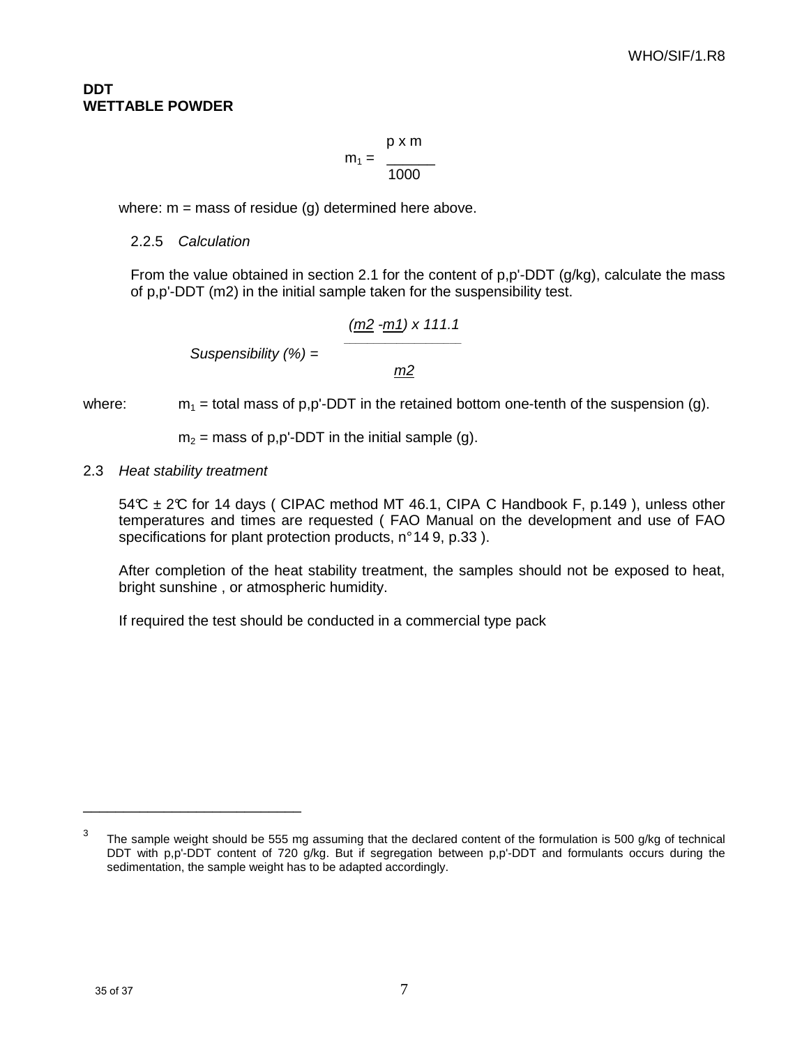**DDT**
**WETTABLE POWDER**

$$m_1 = \frac{p \times m}{1000}$$

where: m = mass of residue (g) determined here above.

2.2.5 *Calculation*

From the value obtained in section 2.1 for the content of p,p'-DDT (g/kg), calculate the mass of p,p'-DDT (m2) in the initial sample taken for the suspensibility test.

$$\textit{Suspensibility (\%)} = \frac{(m2 - m1) \times 111.1}{m2}$$

where: $m_1$ = total mass of p,p'-DDT in the retained bottom one-tenth of the suspension (g).

$m_2$ = mass of p,p'-DDT in the initial sample (g).

2.3 *Heat stability treatment*

54℃ ± 2℃ for 14 days ( CIPAC method MT 46.1, CIPA C Handbook F, p.149 ), unless other temperatures and times are requested ( FAO Manual on the development and use of FAO specifications for plant protection products, n°14 9, p.33 ).

After completion of the heat stability treatment, the samples should not be exposed to heat, bright sunshine , or atmospheric humidity.

If required the test should be conducted in a commercial type pack

---

[3] The sample weight should be 555 mg assuming that the declared content of the formulation is 500 g/kg of technical DDT with p,p'-DDT content of 720 g/kg. But if segregation between p,p'-DDT and formulants occurs during the sedimentation, the sample weight has to be adapted accordingly.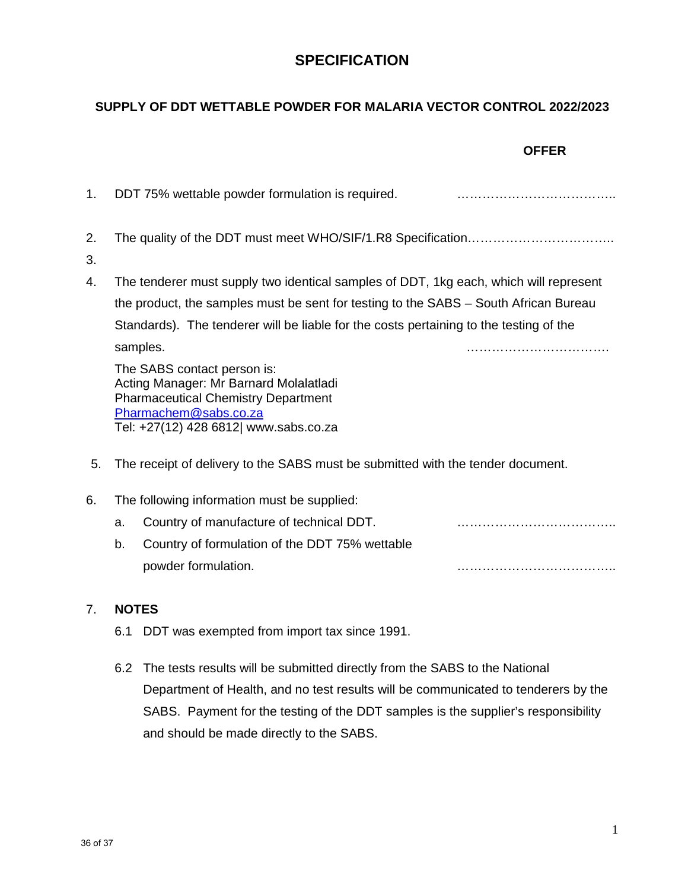# SPECIFICATION

## SUPPLY OF DDT WETTABLE POWDER FOR MALARIA VECTOR CONTROL 2022/2023

**OFFER**

1. DDT 75% wettable powder formulation is required. ………………………………..

2. The quality of the DDT must meet WHO/SIF/1.R8 Specification……………………………..

3.

4. The tenderer must supply two identical samples of DDT, 1kg each, which will represent the product, the samples must be sent for testing to the SABS – South African Bureau Standards). The tenderer will be liable for the costs pertaining to the testing of the samples. …………………………….

   The SABS contact person is:
   Acting Manager: Mr Barnard Molalatladi
   Pharmaceutical Chemistry Department
   Pharmachem@sabs.co.za
   Tel: +27(12) 428 6812| www.sabs.co.za

5. The receipt of delivery to the SABS must be submitted with the tender document.

6. The following information must be supplied:
   a. Country of manufacture of technical DDT. ………………………………..
   b. Country of formulation of the DDT 75% wettable powder formulation. ………………………………..

7. **NOTES**

   6.1 DDT was exempted from import tax since 1991.

   6.2 The tests results will be submitted directly from the SABS to the National Department of Health, and no test results will be communicated to tenderers by the SABS. Payment for the testing of the DDT samples is the supplier's responsibility and should be made directly to the SABS.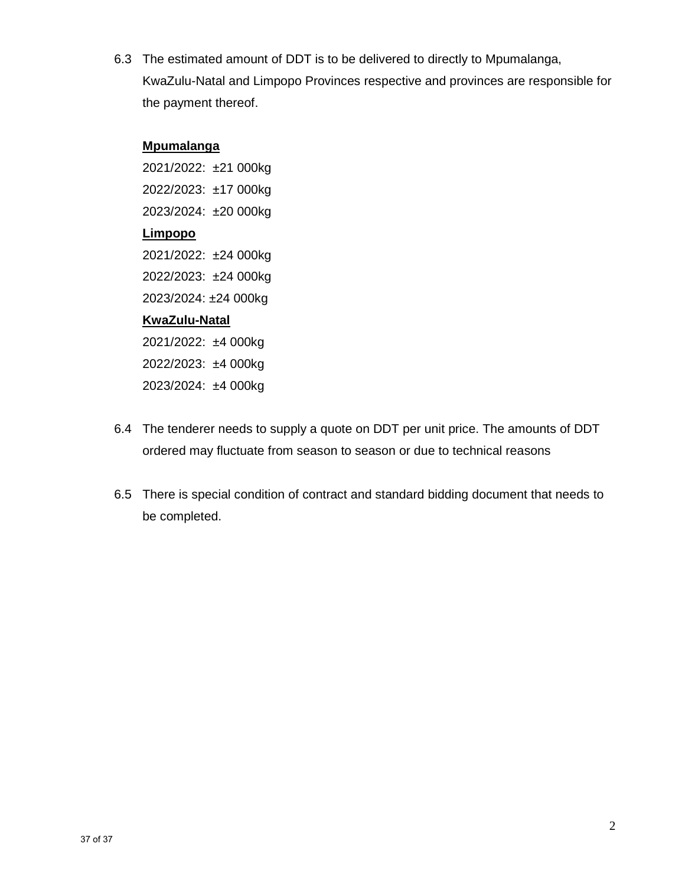6.3 The estimated amount of DDT is to be delivered to directly to Mpumalanga, KwaZulu-Natal and Limpopo Provinces respective and provinces are responsible for the payment thereof.

**Mpumalanga**

2021/2022: ±21 000kg

2022/2023: ±17 000kg

2023/2024: ±20 000kg

**Limpopo**

2021/2022: ±24 000kg

2022/2023: ±24 000kg

2023/2024: ±24 000kg

**KwaZulu-Natal**

2021/2022: ±4 000kg

2022/2023: ±4 000kg

2023/2024: ±4 000kg

6.4 The tenderer needs to supply a quote on DDT per unit price. The amounts of DDT ordered may fluctuate from season to season or due to technical reasons

6.5 There is special condition of contract and standard bidding document that needs to be completed.